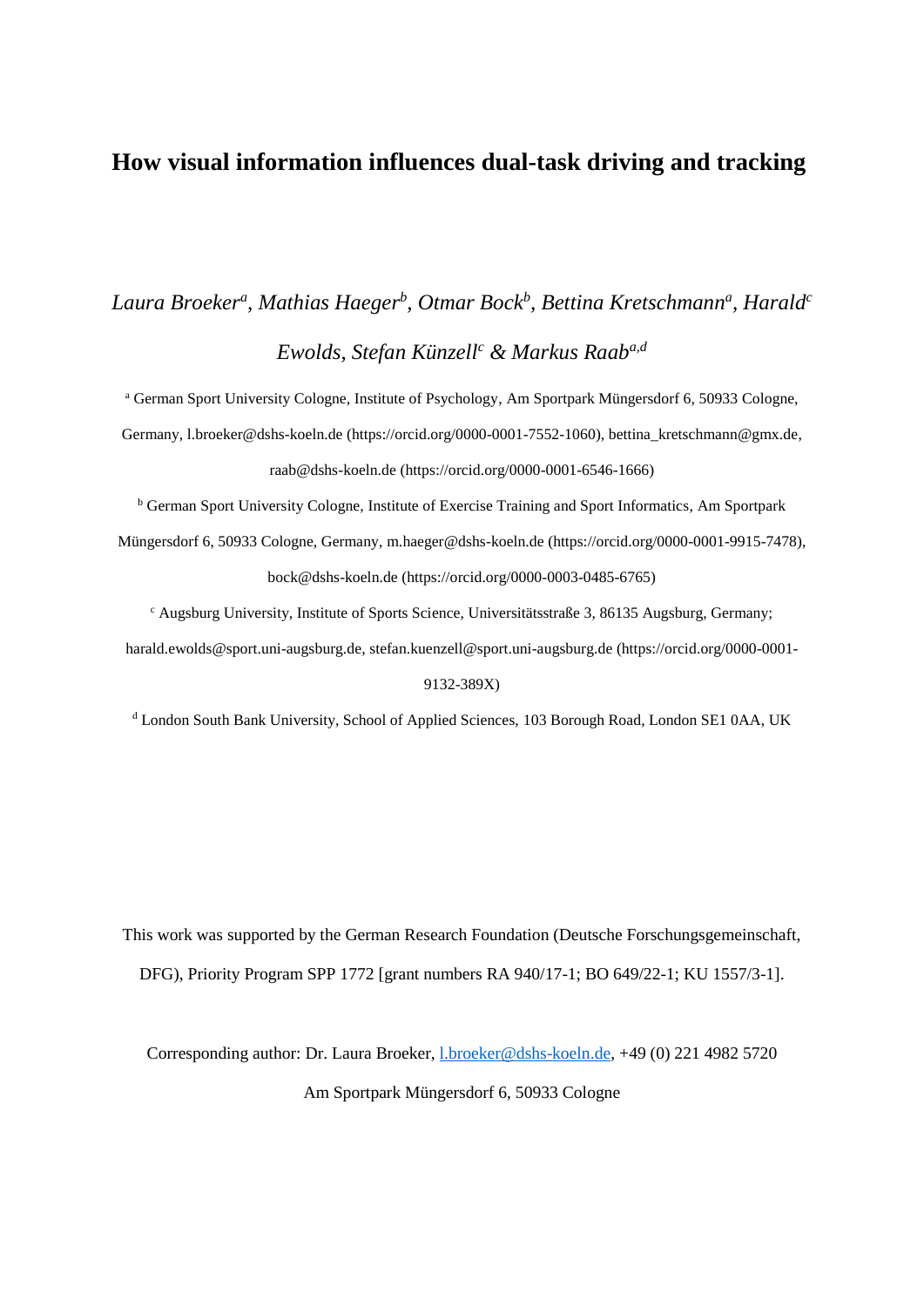# How visual information influences dual-task driving and tracking

*Laura Broeker[a], Mathias Haeger[b], Otmar Bock[b], Bettina Kretschmann[a], Harald[c] Ewolds, Stefan Künzell[c] & Markus Raab[a,d]*

[a] German Sport University Cologne, Institute of Psychology, Am Sportpark Müngersdorf 6, 50933 Cologne, Germany, l.broeker@dshs-koeln.de (https://orcid.org/0000-0001-7552-1060), bettina_kretschmann@gmx.de, raab@dshs-koeln.de (https://orcid.org/0000-0001-6546-1666)

[b] German Sport University Cologne, Institute of Exercise Training and Sport Informatics, Am Sportpark Müngersdorf 6, 50933 Cologne, Germany, m.haeger@dshs-koeln.de (https://orcid.org/0000-0001-9915-7478), bock@dshs-koeln.de (https://orcid.org/0000-0003-0485-6765)

[c] Augsburg University, Institute of Sports Science, Universitätsstraße 3, 86135 Augsburg, Germany; harald.ewolds@sport.uni-augsburg.de, stefan.kuenzell@sport.uni-augsburg.de (https://orcid.org/0000-0001-9132-389X)

[d] London South Bank University, School of Applied Sciences, 103 Borough Road, London SE1 0AA, UK

This work was supported by the German Research Foundation (Deutsche Forschungsgemeinschaft, DFG), Priority Program SPP 1772 [grant numbers RA 940/17-1; BO 649/22-1; KU 1557/3-1].

Corresponding author: Dr. Laura Broeker, l.broeker@dshs-koeln.de, +49 (0) 221 4982 5720

Am Sportpark Müngersdorf 6, 50933 Cologne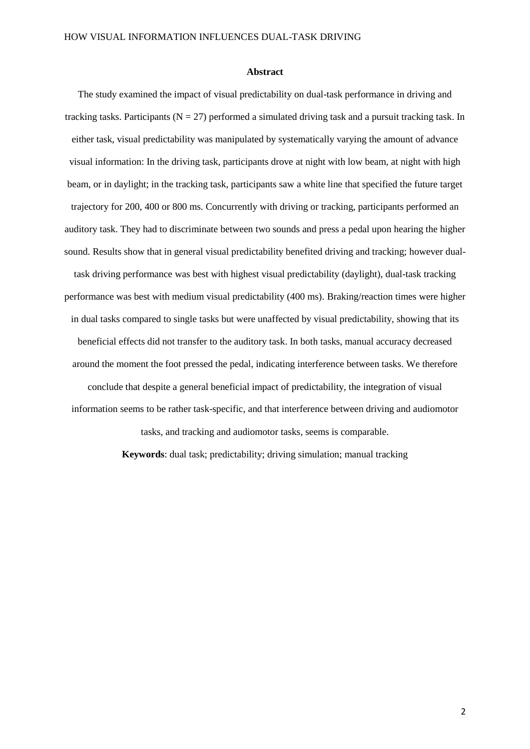## Abstract

The study examined the impact of visual predictability on dual-task performance in driving and tracking tasks. Participants ($N = 27$) performed a simulated driving task and a pursuit tracking task. In either task, visual predictability was manipulated by systematically varying the amount of advance visual information: In the driving task, participants drove at night with low beam, at night with high beam, or in daylight; in the tracking task, participants saw a white line that specified the future target trajectory for 200, 400 or 800 ms. Concurrently with driving or tracking, participants performed an auditory task. They had to discriminate between two sounds and press a pedal upon hearing the higher sound. Results show that in general visual predictability benefited driving and tracking; however dual-task driving performance was best with highest visual predictability (daylight), dual-task tracking performance was best with medium visual predictability (400 ms). Braking/reaction times were higher in dual tasks compared to single tasks but were unaffected by visual predictability, showing that its beneficial effects did not transfer to the auditory task. In both tasks, manual accuracy decreased around the moment the foot pressed the pedal, indicating interference between tasks. We therefore conclude that despite a general beneficial impact of predictability, the integration of visual information seems to be rather task-specific, and that interference between driving and audiomotor tasks, and tracking and audiomotor tasks, seems is comparable.

**Keywords**: dual task; predictability; driving simulation; manual tracking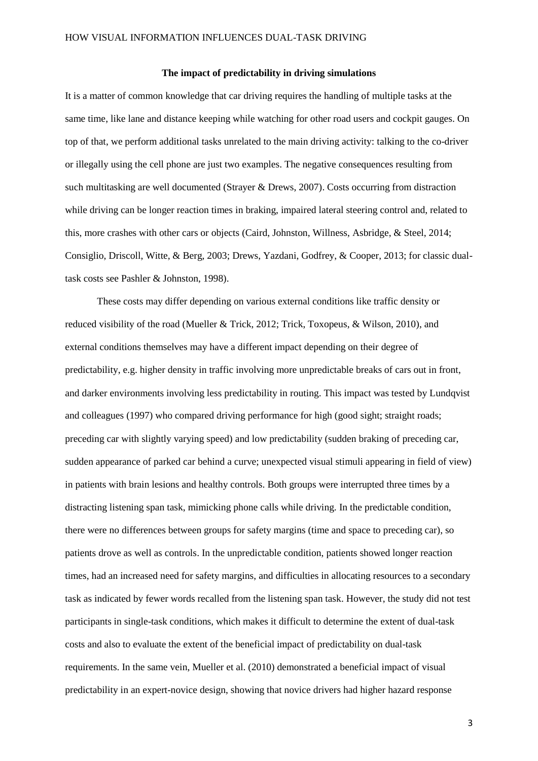### The impact of predictability in driving simulations

It is a matter of common knowledge that car driving requires the handling of multiple tasks at the same time, like lane and distance keeping while watching for other road users and cockpit gauges. On top of that, we perform additional tasks unrelated to the main driving activity: talking to the co-driver or illegally using the cell phone are just two examples. The negative consequences resulting from such multitasking are well documented (Strayer & Drews, 2007). Costs occurring from distraction while driving can be longer reaction times in braking, impaired lateral steering control and, related to this, more crashes with other cars or objects (Caird, Johnston, Willness, Asbridge, & Steel, 2014; Consiglio, Driscoll, Witte, & Berg, 2003; Drews, Yazdani, Godfrey, & Cooper, 2013; for classic dual-task costs see Pashler & Johnston, 1998).

These costs may differ depending on various external conditions like traffic density or reduced visibility of the road (Mueller & Trick, 2012; Trick, Toxopeus, & Wilson, 2010), and external conditions themselves may have a different impact depending on their degree of predictability, e.g. higher density in traffic involving more unpredictable breaks of cars out in front, and darker environments involving less predictability in routing. This impact was tested by Lundqvist and colleagues (1997) who compared driving performance for high (good sight; straight roads; preceding car with slightly varying speed) and low predictability (sudden braking of preceding car, sudden appearance of parked car behind a curve; unexpected visual stimuli appearing in field of view) in patients with brain lesions and healthy controls. Both groups were interrupted three times by a distracting listening span task, mimicking phone calls while driving. In the predictable condition, there were no differences between groups for safety margins (time and space to preceding car), so patients drove as well as controls. In the unpredictable condition, patients showed longer reaction times, had an increased need for safety margins, and difficulties in allocating resources to a secondary task as indicated by fewer words recalled from the listening span task. However, the study did not test participants in single-task conditions, which makes it difficult to determine the extent of dual-task costs and also to evaluate the extent of the beneficial impact of predictability on dual-task requirements. In the same vein, Mueller et al. (2010) demonstrated a beneficial impact of visual predictability in an expert-novice design, showing that novice drivers had higher hazard response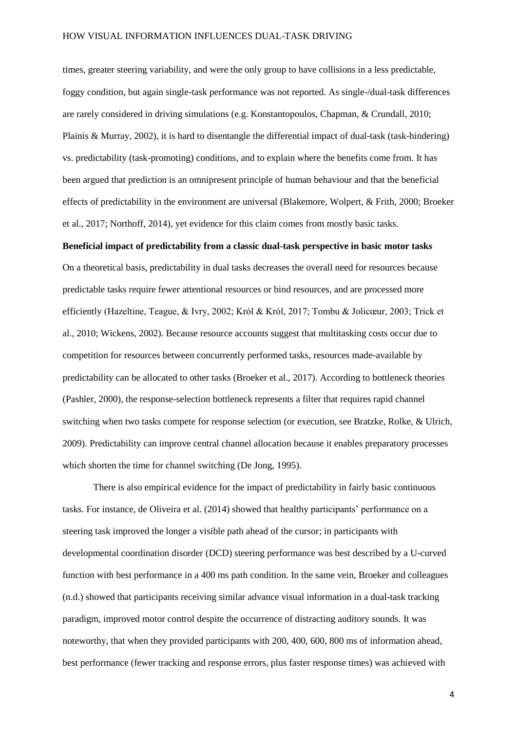times, greater steering variability, and were the only group to have collisions in a less predictable, foggy condition, but again single-task performance was not reported. As single-/dual-task differences are rarely considered in driving simulations (e.g. Konstantopoulos, Chapman, & Crundall, 2010; Plainis & Murray, 2002), it is hard to disentangle the differential impact of dual-task (task-hindering) vs. predictability (task-promoting) conditions, and to explain where the benefits come from. It has been argued that prediction is an omnipresent principle of human behaviour and that the beneficial effects of predictability in the environment are universal (Blakemore, Wolpert, & Frith, 2000; Broeker et al., 2017; Northoff, 2014), yet evidence for this claim comes from mostly basic tasks.

**Beneficial impact of predictability from a classic dual-task perspective in basic motor tasks**

On a theoretical basis, predictability in dual tasks decreases the overall need for resources because predictable tasks require fewer attentional resources or bind resources, and are processed more efficiently (Hazeltine, Teague, & Ivry, 2002; Król & Król, 2017; Tombu & Jolicœur, 2003; Trick et al., 2010; Wickens, 2002). Because resource accounts suggest that multitasking costs occur due to competition for resources between concurrently performed tasks, resources made-available by predictability can be allocated to other tasks (Broeker et al., 2017). According to bottleneck theories (Pashler, 2000), the response-selection bottleneck represents a filter that requires rapid channel switching when two tasks compete for response selection (or execution, see Bratzke, Rolke, & Ulrich, 2009). Predictability can improve central channel allocation because it enables preparatory processes which shorten the time for channel switching (De Jong, 1995).

There is also empirical evidence for the impact of predictability in fairly basic continuous tasks. For instance, de Oliveira et al. (2014) showed that healthy participants' performance on a steering task improved the longer a visible path ahead of the cursor; in participants with developmental coordination disorder (DCD) steering performance was best described by a U-curved function with best performance in a 400 ms path condition. In the same vein, Broeker and colleagues (n.d.) showed that participants receiving similar advance visual information in a dual-task tracking paradigm, improved motor control despite the occurrence of distracting auditory sounds. It was noteworthy, that when they provided participants with 200, 400, 600, 800 ms of information ahead, best performance (fewer tracking and response errors, plus faster response times) was achieved with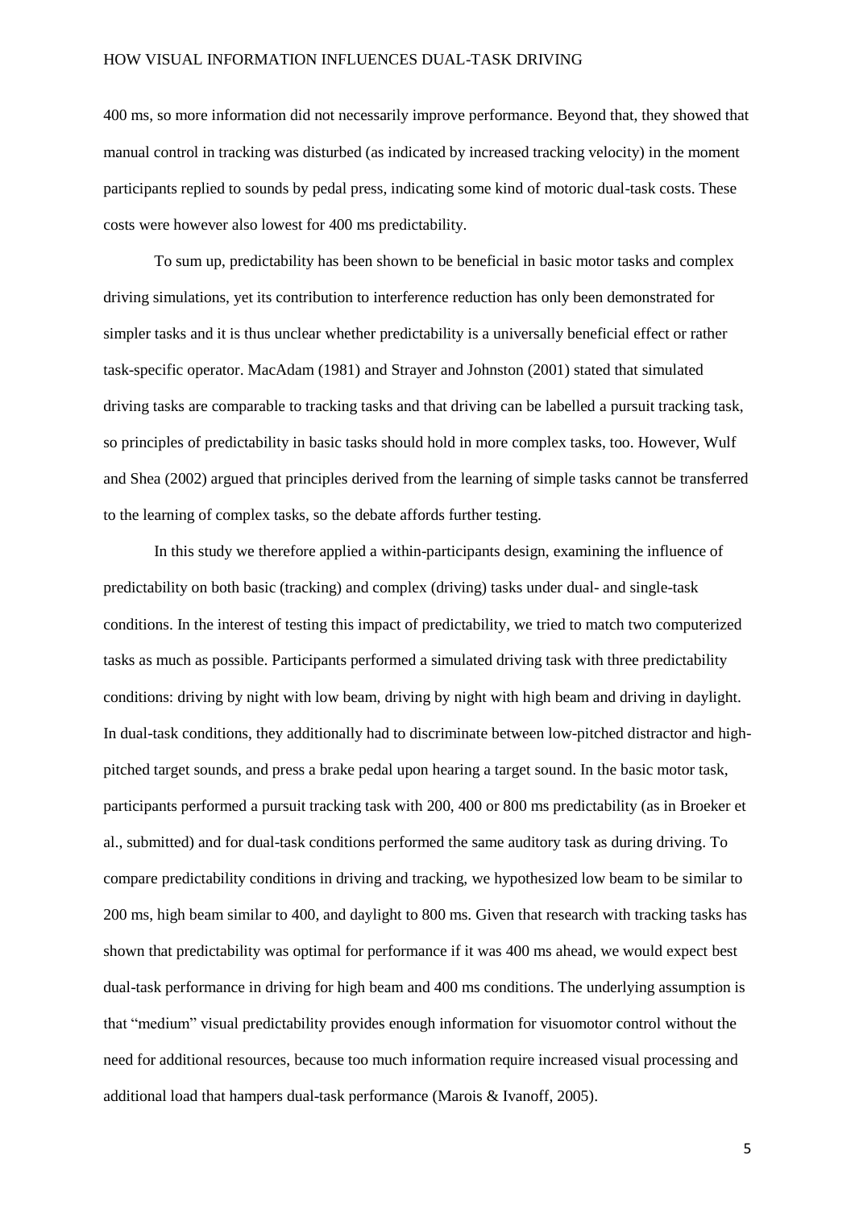400 ms, so more information did not necessarily improve performance. Beyond that, they showed that manual control in tracking was disturbed (as indicated by increased tracking velocity) in the moment participants replied to sounds by pedal press, indicating some kind of motoric dual-task costs. These costs were however also lowest for 400 ms predictability.

To sum up, predictability has been shown to be beneficial in basic motor tasks and complex driving simulations, yet its contribution to interference reduction has only been demonstrated for simpler tasks and it is thus unclear whether predictability is a universally beneficial effect or rather task-specific operator. MacAdam (1981) and Strayer and Johnston (2001) stated that simulated driving tasks are comparable to tracking tasks and that driving can be labelled a pursuit tracking task, so principles of predictability in basic tasks should hold in more complex tasks, too. However, Wulf and Shea (2002) argued that principles derived from the learning of simple tasks cannot be transferred to the learning of complex tasks, so the debate affords further testing.

In this study we therefore applied a within-participants design, examining the influence of predictability on both basic (tracking) and complex (driving) tasks under dual- and single-task conditions. In the interest of testing this impact of predictability, we tried to match two computerized tasks as much as possible. Participants performed a simulated driving task with three predictability conditions: driving by night with low beam, driving by night with high beam and driving in daylight. In dual-task conditions, they additionally had to discriminate between low-pitched distractor and high-pitched target sounds, and press a brake pedal upon hearing a target sound. In the basic motor task, participants performed a pursuit tracking task with 200, 400 or 800 ms predictability (as in Broeker et al., submitted) and for dual-task conditions performed the same auditory task as during driving. To compare predictability conditions in driving and tracking, we hypothesized low beam to be similar to 200 ms, high beam similar to 400, and daylight to 800 ms. Given that research with tracking tasks has shown that predictability was optimal for performance if it was 400 ms ahead, we would expect best dual-task performance in driving for high beam and 400 ms conditions. The underlying assumption is that "medium" visual predictability provides enough information for visuomotor control without the need for additional resources, because too much information require increased visual processing and additional load that hampers dual-task performance (Marois & Ivanoff, 2005).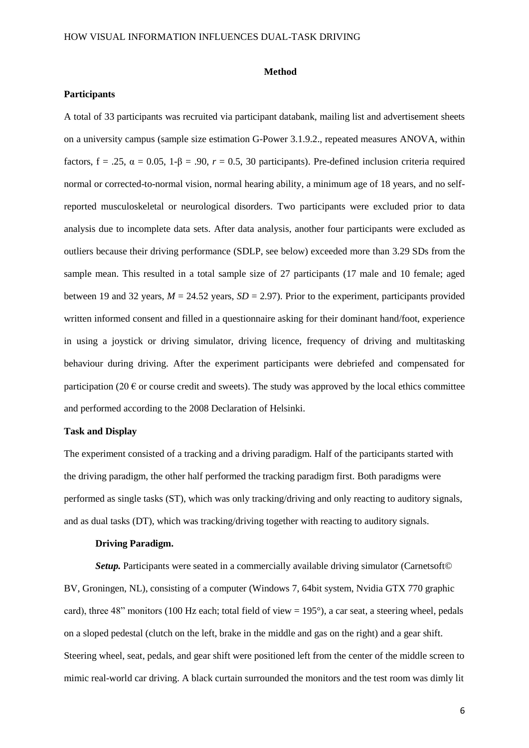## Method

### Participants

A total of 33 participants was recruited via participant databank, mailing list and advertisement sheets on a university campus (sample size estimation G-Power 3.1.9.2., repeated measures ANOVA, within factors, $f = .25$, $\alpha = 0.05$, $1\text{-}\beta = .90$, $r = 0.5$, 30 participants). Pre-defined inclusion criteria required normal or corrected-to-normal vision, normal hearing ability, a minimum age of 18 years, and no self-reported musculoskeletal or neurological disorders. Two participants were excluded prior to data analysis due to incomplete data sets. After data analysis, another four participants were excluded as outliers because their driving performance (SDLP, see below) exceeded more than 3.29 SDs from the sample mean. This resulted in a total sample size of 27 participants (17 male and 10 female; aged between 19 and 32 years, $M = 24.52$ years, $SD = 2.97$). Prior to the experiment, participants provided written informed consent and filled in a questionnaire asking for their dominant hand/foot, experience in using a joystick or driving simulator, driving licence, frequency of driving and multitasking behaviour during driving. After the experiment participants were debriefed and compensated for participation (20 € or course credit and sweets). The study was approved by the local ethics committee and performed according to the 2008 Declaration of Helsinki.

### Task and Display

The experiment consisted of a tracking and a driving paradigm. Half of the participants started with the driving paradigm, the other half performed the tracking paradigm first. Both paradigms were performed as single tasks (ST), which was only tracking/driving and only reacting to auditory signals, and as dual tasks (DT), which was tracking/driving together with reacting to auditory signals.

#### Driving Paradigm.

***Setup.*** Participants were seated in a commercially available driving simulator (Carnetsoft© BV, Groningen, NL), consisting of a computer (Windows 7, 64bit system, Nvidia GTX 770 graphic card), three 48" monitors (100 Hz each; total field of view = 195°), a car seat, a steering wheel, pedals on a sloped pedestal (clutch on the left, brake in the middle and gas on the right) and a gear shift. Steering wheel, seat, pedals, and gear shift were positioned left from the center of the middle screen to mimic real-world car driving. A black curtain surrounded the monitors and the test room was dimly lit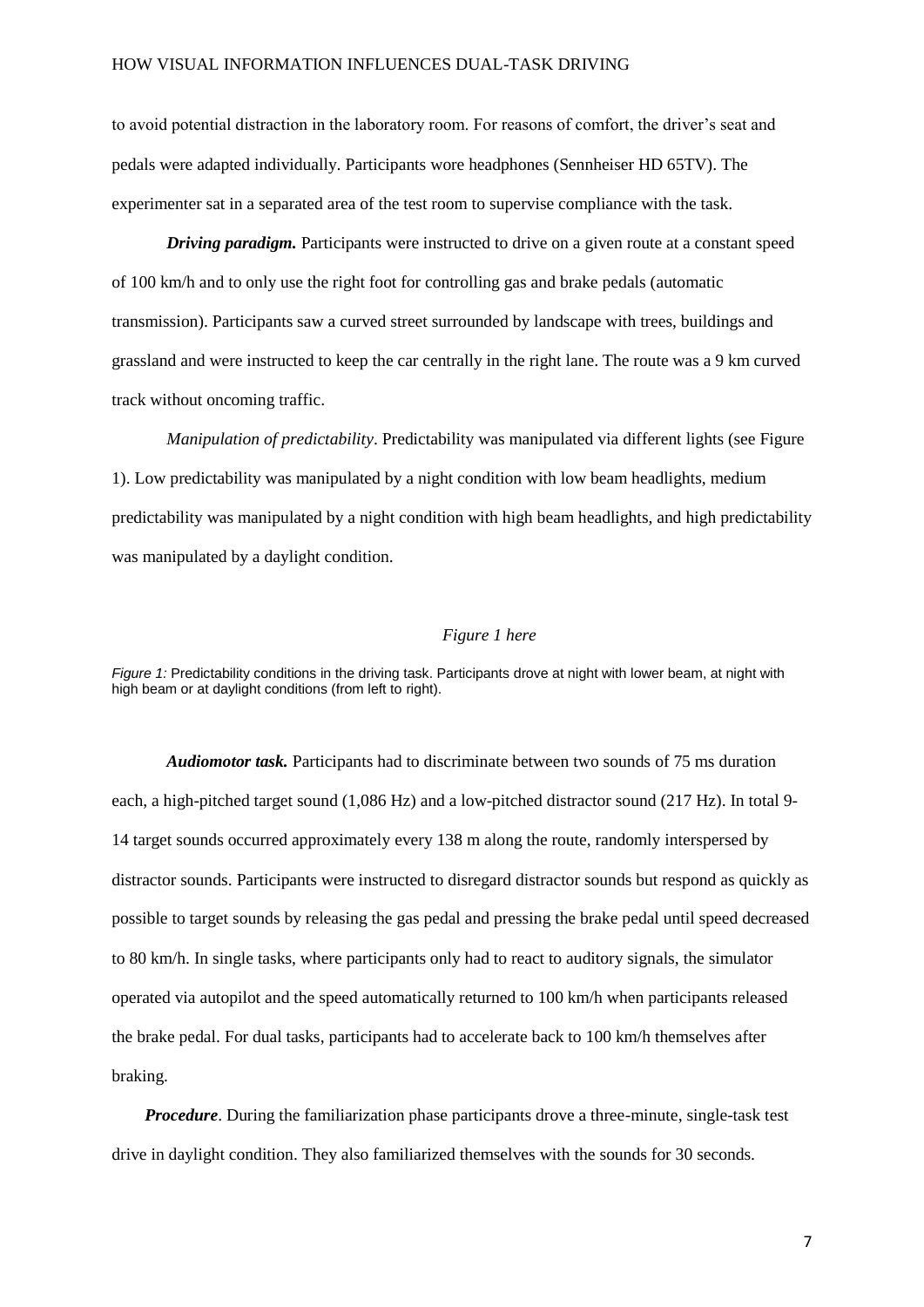to avoid potential distraction in the laboratory room. For reasons of comfort, the driver's seat and pedals were adapted individually. Participants wore headphones (Sennheiser HD 65TV). The experimenter sat in a separated area of the test room to supervise compliance with the task.

***Driving paradigm.*** Participants were instructed to drive on a given route at a constant speed of 100 km/h and to only use the right foot for controlling gas and brake pedals (automatic transmission). Participants saw a curved street surrounded by landscape with trees, buildings and grassland and were instructed to keep the car centrally in the right lane. The route was a 9 km curved track without oncoming traffic.

*Manipulation of predictability*. Predictability was manipulated via different lights (see Figure 1). Low predictability was manipulated by a night condition with low beam headlights, medium predictability was manipulated by a night condition with high beam headlights, and high predictability was manipulated by a daylight condition.

*Figure 1 here*

*Figure 1:* Predictability conditions in the driving task. Participants drove at night with lower beam, at night with high beam or at daylight conditions (from left to right).

***Audiomotor task.*** Participants had to discriminate between two sounds of 75 ms duration each, a high-pitched target sound (1,086 Hz) and a low-pitched distractor sound (217 Hz). In total 9-14 target sounds occurred approximately every 138 m along the route, randomly interspersed by distractor sounds. Participants were instructed to disregard distractor sounds but respond as quickly as possible to target sounds by releasing the gas pedal and pressing the brake pedal until speed decreased to 80 km/h. In single tasks, where participants only had to react to auditory signals, the simulator operated via autopilot and the speed automatically returned to 100 km/h when participants released the brake pedal. For dual tasks, participants had to accelerate back to 100 km/h themselves after braking.

***Procedure***. During the familiarization phase participants drove a three-minute, single-task test drive in daylight condition. They also familiarized themselves with the sounds for 30 seconds.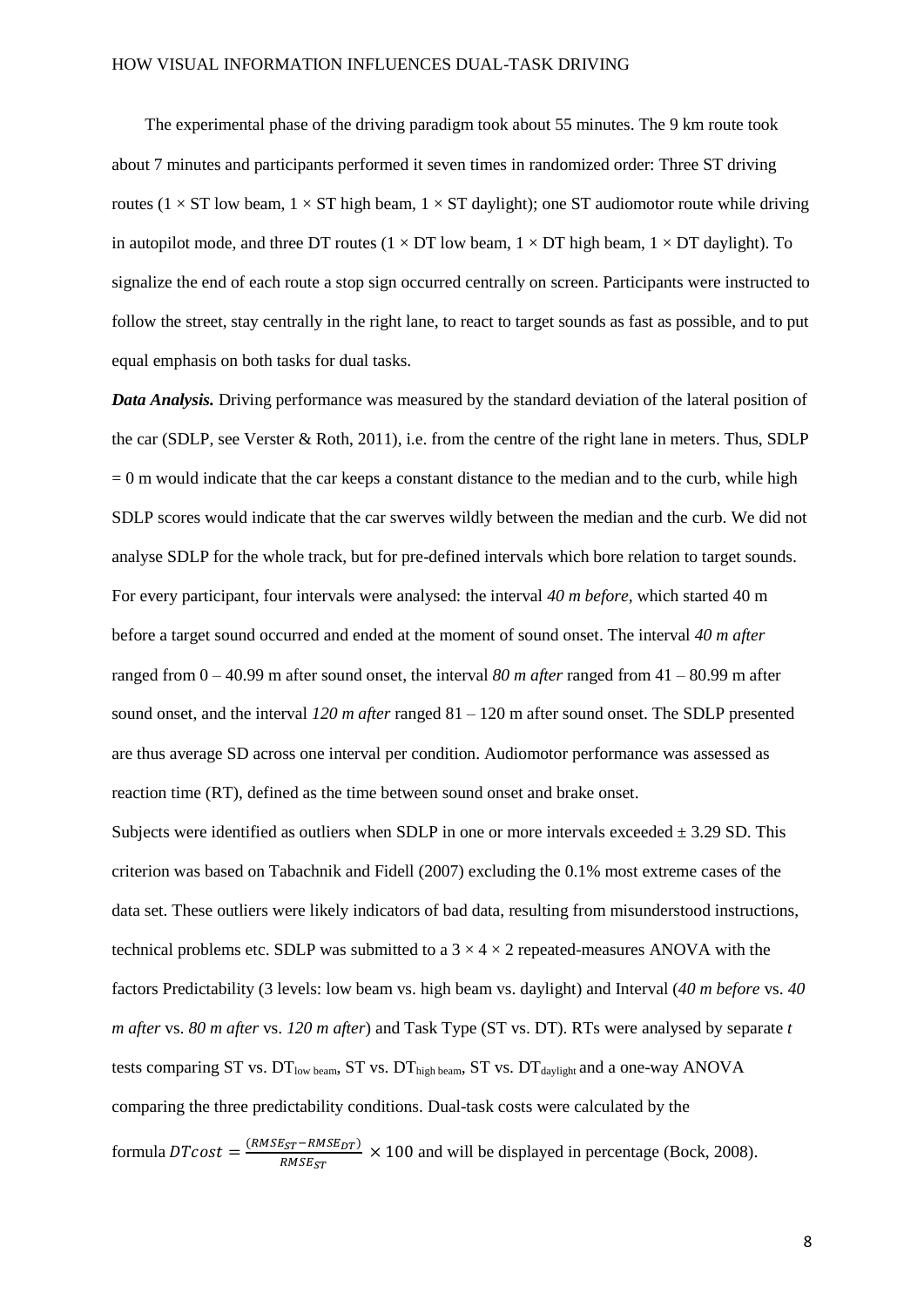The experimental phase of the driving paradigm took about 55 minutes. The 9 km route took about 7 minutes and participants performed it seven times in randomized order: Three ST driving routes ($1 \times$ ST low beam, $1 \times$ ST high beam, $1 \times$ ST daylight); one ST audiomotor route while driving in autopilot mode, and three DT routes ($1 \times$ DT low beam, $1 \times$ DT high beam, $1 \times$ DT daylight). To signalize the end of each route a stop sign occurred centrally on screen. Participants were instructed to follow the street, stay centrally in the right lane, to react to target sounds as fast as possible, and to put equal emphasis on both tasks for dual tasks.

***Data Analysis.*** Driving performance was measured by the standard deviation of the lateral position of the car (SDLP, see Verster & Roth, 2011), i.e. from the centre of the right lane in meters. Thus, SDLP = 0 m would indicate that the car keeps a constant distance to the median and to the curb, while high SDLP scores would indicate that the car swerves wildly between the median and the curb. We did not analyse SDLP for the whole track, but for pre-defined intervals which bore relation to target sounds. For every participant, four intervals were analysed: the interval *40 m before*, which started 40 m before a target sound occurred and ended at the moment of sound onset. The interval *40 m after* ranged from 0 – 40.99 m after sound onset, the interval *80 m after* ranged from 41 – 80.99 m after sound onset, and the interval *120 m after* ranged 81 – 120 m after sound onset. The SDLP presented are thus average SD across one interval per condition. Audiomotor performance was assessed as reaction time (RT), defined as the time between sound onset and brake onset.

Subjects were identified as outliers when SDLP in one or more intervals exceeded $\pm$ 3.29 SD. This criterion was based on Tabachnik and Fidell (2007) excluding the 0.1% most extreme cases of the data set. These outliers were likely indicators of bad data, resulting from misunderstood instructions, technical problems etc. SDLP was submitted to a $3 \times 4 \times 2$ repeated-measures ANOVA with the factors Predictability (3 levels: low beam vs. high beam vs. daylight) and Interval (*40 m before* vs. *40 m after* vs. *80 m after* vs. *120 m after*) and Task Type (ST vs. DT). RTs were analysed by separate *t* tests comparing ST vs. $DT_{low\ beam}$, ST vs. $DT_{high\ beam}$, ST vs. $DT_{daylight}$ and a one-way ANOVA comparing the three predictability conditions. Dual-task costs were calculated by the formula $DTcost = \frac{(RMSE_{ST} - RMSE_{DT})}{RMSE_{ST}} \times 100$ and will be displayed in percentage (Bock, 2008).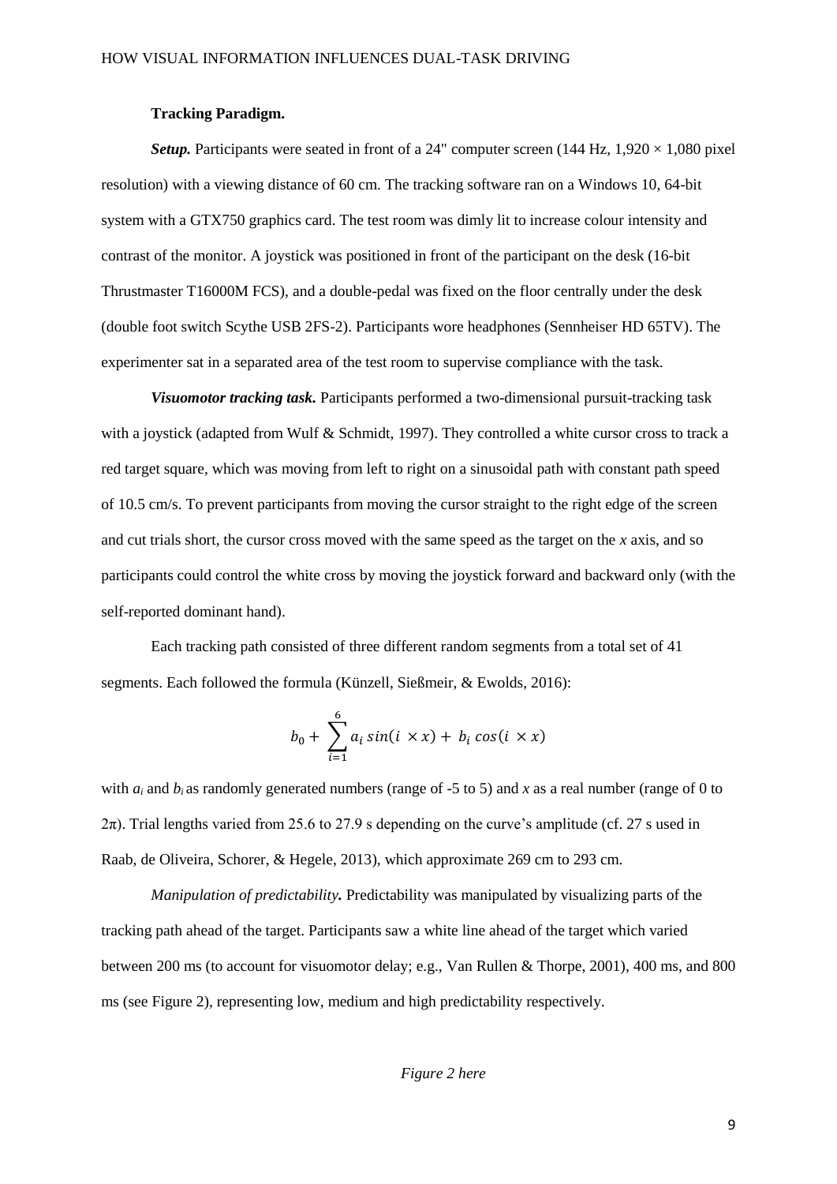**Tracking Paradigm.**

***Setup.*** Participants were seated in front of a 24" computer screen (144 Hz, 1,920 × 1,080 pixel resolution) with a viewing distance of 60 cm. The tracking software ran on a Windows 10, 64-bit system with a GTX750 graphics card. The test room was dimly lit to increase colour intensity and contrast of the monitor. A joystick was positioned in front of the participant on the desk (16-bit Thrustmaster T16000M FCS), and a double-pedal was fixed on the floor centrally under the desk (double foot switch Scythe USB 2FS-2). Participants wore headphones (Sennheiser HD 65TV). The experimenter sat in a separated area of the test room to supervise compliance with the task.

***Visuomotor tracking task.*** Participants performed a two-dimensional pursuit-tracking task with a joystick (adapted from Wulf & Schmidt, 1997). They controlled a white cursor cross to track a red target square, which was moving from left to right on a sinusoidal path with constant path speed of 10.5 cm/s. To prevent participants from moving the cursor straight to the right edge of the screen and cut trials short, the cursor cross moved with the same speed as the target on the $x$ axis, and so participants could control the white cross by moving the joystick forward and backward only (with the self-reported dominant hand).

Each tracking path consisted of three different random segments from a total set of 41 segments. Each followed the formula (Künzell, Sießmeir, & Ewolds, 2016):

$$b_0 + \sum_{i=1}^{6} a_i \sin(i \times x) + b_i \cos(i \times x)$$

with $a_i$ and $b_i$ as randomly generated numbers (range of -5 to 5) and $x$ as a real number (range of 0 to $2\pi$). Trial lengths varied from 25.6 to 27.9 s depending on the curve's amplitude (cf. 27 s used in Raab, de Oliveira, Schorer, & Hegele, 2013), which approximate 269 cm to 293 cm.

*Manipulation of predictability.* Predictability was manipulated by visualizing parts of the tracking path ahead of the target. Participants saw a white line ahead of the target which varied between 200 ms (to account for visuomotor delay; e.g., Van Rullen & Thorpe, 2001), 400 ms, and 800 ms (see Figure 2), representing low, medium and high predictability respectively.

*Figure 2 here*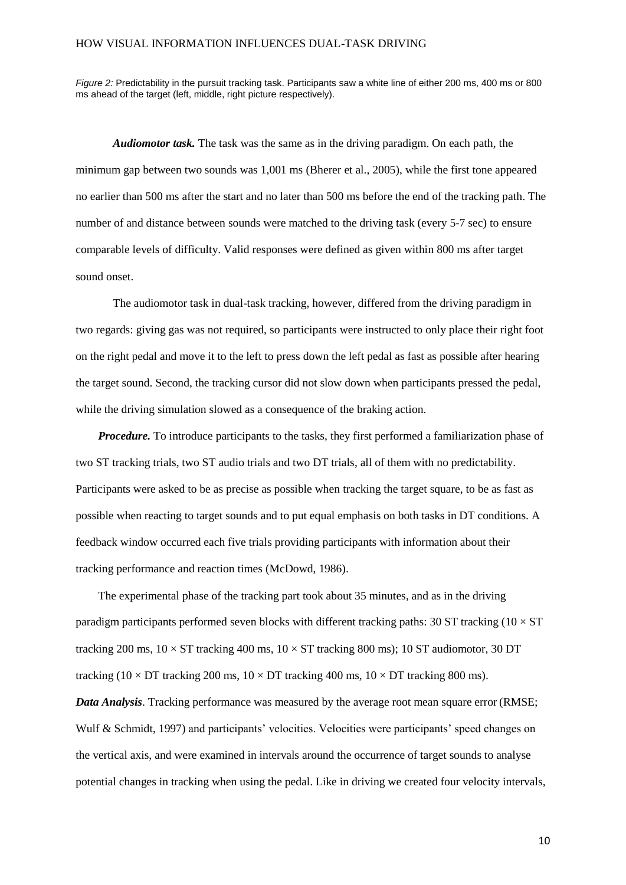*Figure 2:* Predictability in the pursuit tracking task. Participants saw a white line of either 200 ms, 400 ms or 800 ms ahead of the target (left, middle, right picture respectively).

***Audiomotor task.*** The task was the same as in the driving paradigm. On each path, the minimum gap between two sounds was 1,001 ms (Bherer et al., 2005), while the first tone appeared no earlier than 500 ms after the start and no later than 500 ms before the end of the tracking path. The number of and distance between sounds were matched to the driving task (every 5-7 sec) to ensure comparable levels of difficulty. Valid responses were defined as given within 800 ms after target sound onset.

The audiomotor task in dual-task tracking, however, differed from the driving paradigm in two regards: giving gas was not required, so participants were instructed to only place their right foot on the right pedal and move it to the left to press down the left pedal as fast as possible after hearing the target sound. Second, the tracking cursor did not slow down when participants pressed the pedal, while the driving simulation slowed as a consequence of the braking action.

***Procedure.*** To introduce participants to the tasks, they first performed a familiarization phase of two ST tracking trials, two ST audio trials and two DT trials, all of them with no predictability. Participants were asked to be as precise as possible when tracking the target square, to be as fast as possible when reacting to target sounds and to put equal emphasis on both tasks in DT conditions. A feedback window occurred each five trials providing participants with information about their tracking performance and reaction times (McDowd, 1986).

The experimental phase of the tracking part took about 35 minutes, and as in the driving paradigm participants performed seven blocks with different tracking paths: 30 ST tracking ($10 \times$ ST tracking 200 ms, $10 \times$ ST tracking 400 ms, $10 \times$ ST tracking 800 ms); 10 ST audiomotor, 30 DT tracking ($10 \times$ DT tracking 200 ms, $10 \times$ DT tracking 400 ms, $10 \times$ DT tracking 800 ms).

***Data Analysis***. Tracking performance was measured by the average root mean square error (RMSE; Wulf & Schmidt, 1997) and participants' velocities. Velocities were participants' speed changes on the vertical axis, and were examined in intervals around the occurrence of target sounds to analyse potential changes in tracking when using the pedal. Like in driving we created four velocity intervals,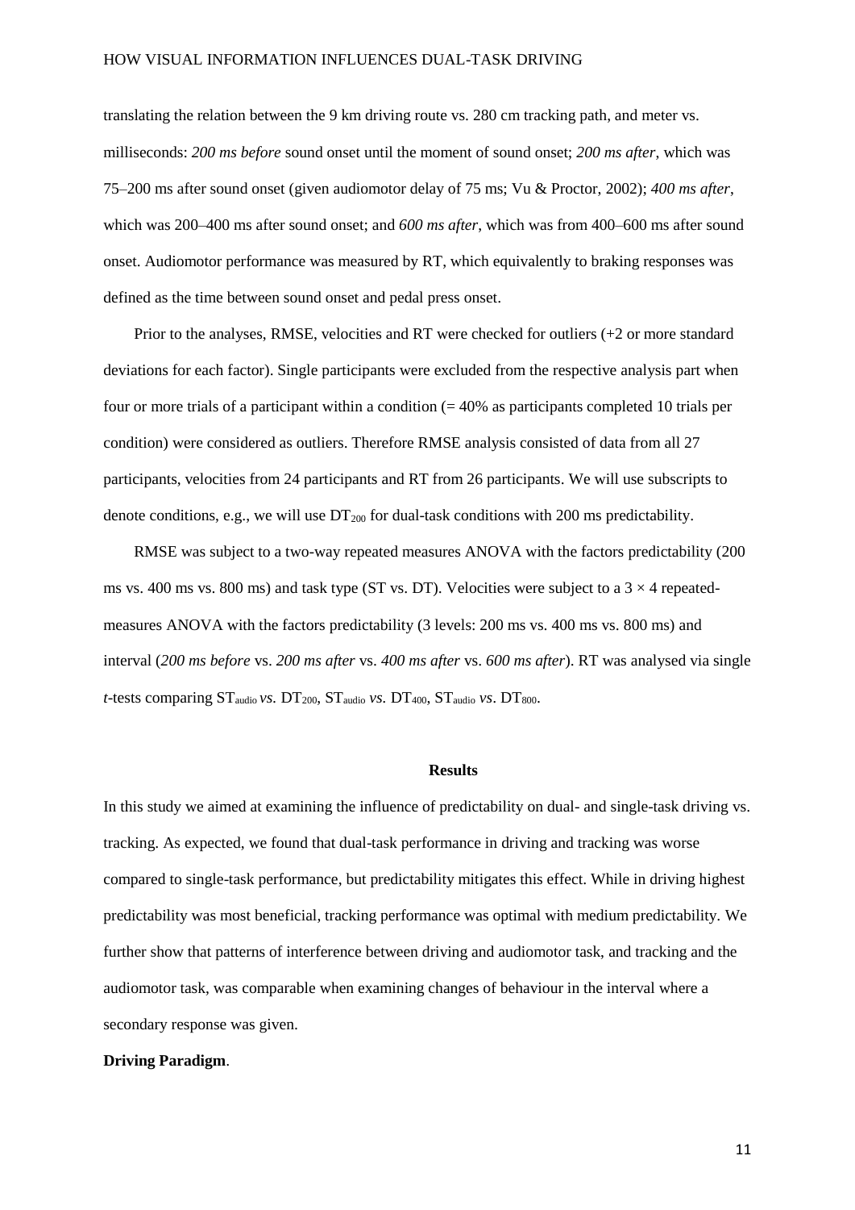translating the relation between the 9 km driving route vs. 280 cm tracking path, and meter vs. milliseconds: *200 ms before* sound onset until the moment of sound onset; *200 ms after*, which was 75–200 ms after sound onset (given audiomotor delay of 75 ms; Vu & Proctor, 2002); *400 ms after*, which was 200–400 ms after sound onset; and *600 ms after*, which was from 400–600 ms after sound onset. Audiomotor performance was measured by RT, which equivalently to braking responses was defined as the time between sound onset and pedal press onset.

Prior to the analyses, RMSE, velocities and RT were checked for outliers (+2 or more standard deviations for each factor). Single participants were excluded from the respective analysis part when four or more trials of a participant within a condition (= 40% as participants completed 10 trials per condition) were considered as outliers. Therefore RMSE analysis consisted of data from all 27 participants, velocities from 24 participants and RT from 26 participants. We will use subscripts to denote conditions, e.g., we will use $DT_{200}$ for dual-task conditions with 200 ms predictability.

RMSE was subject to a two-way repeated measures ANOVA with the factors predictability (200 ms vs. 400 ms vs. 800 ms) and task type (ST vs. DT). Velocities were subject to a $3 \times 4$ repeated-measures ANOVA with the factors predictability (3 levels: 200 ms vs. 400 ms vs. 800 ms) and interval (*200 ms before* vs. *200 ms after* vs. *400 ms after* vs. *600 ms after*). RT was analysed via single *t*-tests comparing $ST_{audio}$ *vs.* $DT_{200}$, $ST_{audio}$ *vs.* $DT_{400}$, $ST_{audio}$ *vs.* $DT_{800}$.

## Results

In this study we aimed at examining the influence of predictability on dual- and single-task driving vs. tracking. As expected, we found that dual-task performance in driving and tracking was worse compared to single-task performance, but predictability mitigates this effect. While in driving highest predictability was most beneficial, tracking performance was optimal with medium predictability. We further show that patterns of interference between driving and audiomotor task, and tracking and the audiomotor task, was comparable when examining changes of behaviour in the interval where a secondary response was given.

**Driving Paradigm**.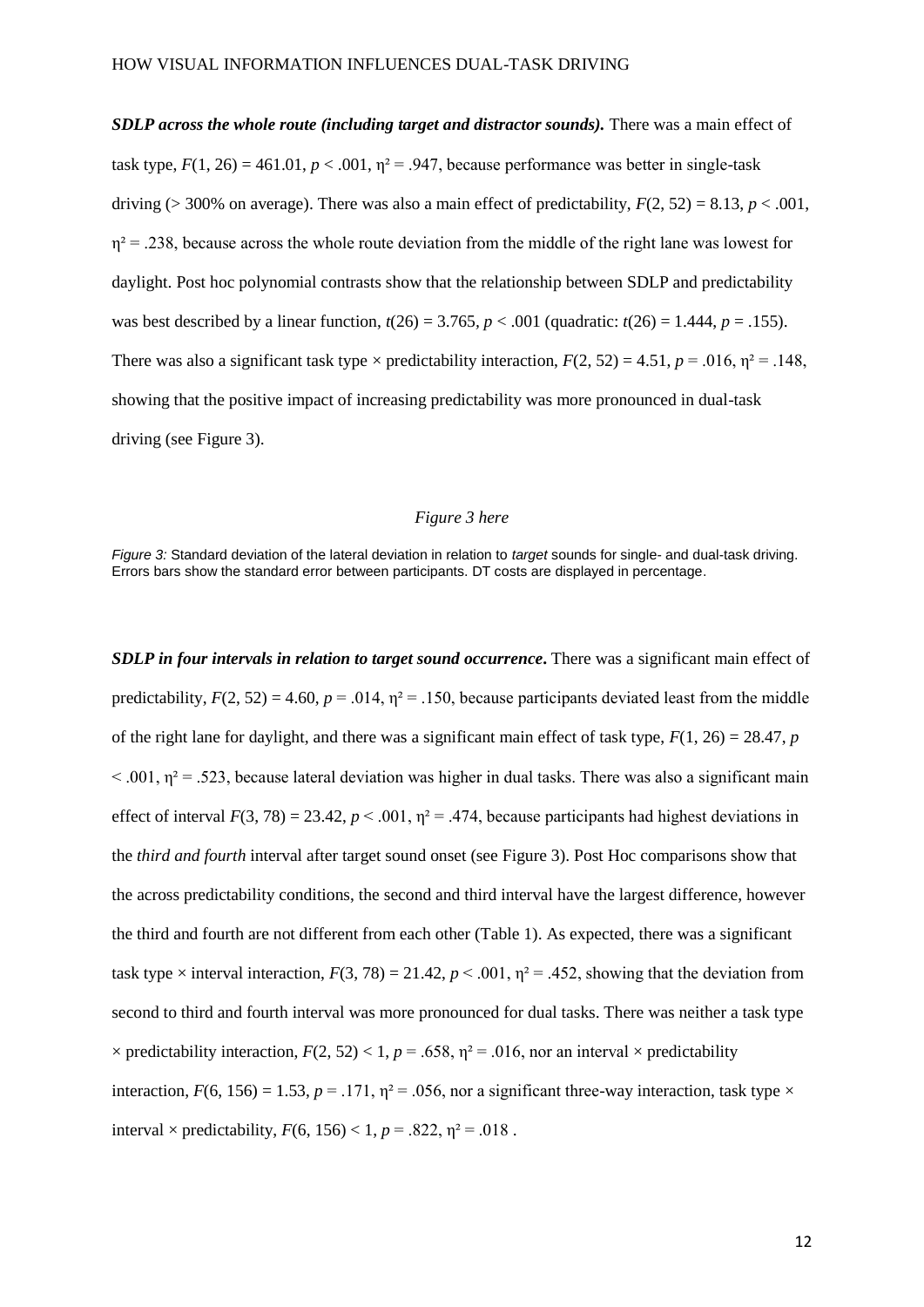***SDLP across the whole route (including target and distractor sounds).*** There was a main effect of task type, $F(1, 26) = 461.01$, $p < .001$, $\eta^2 = .947$, because performance was better in single-task driving (> 300% on average). There was also a main effect of predictability, $F(2, 52) = 8.13$, $p < .001$, $\eta^2 = .238$, because across the whole route deviation from the middle of the right lane was lowest for daylight. Post hoc polynomial contrasts show that the relationship between SDLP and predictability was best described by a linear function, $t(26) = 3.765$, $p < .001$ (quadratic: $t(26) = 1.444$, $p = .155$). There was also a significant task type × predictability interaction, $F(2, 52) = 4.51$, $p = .016$, $\eta^2 = .148$, showing that the positive impact of increasing predictability was more pronounced in dual-task driving (see Figure 3).

*Figure 3 here*

*Figure 3:* Standard deviation of the lateral deviation in relation to *target* sounds for single- and dual-task driving. Errors bars show the standard error between participants. DT costs are displayed in percentage.

***SDLP in four intervals in relation to target sound occurrence*.** There was a significant main effect of predictability, $F(2, 52) = 4.60$, $p = .014$, $\eta^2 = .150$, because participants deviated least from the middle of the right lane for daylight, and there was a significant main effect of task type, $F(1, 26) = 28.47$, $p < .001$, $\eta^2 = .523$, because lateral deviation was higher in dual tasks. There was also a significant main effect of interval $F(3, 78) = 23.42$, $p < .001$, $\eta^2 = .474$, because participants had highest deviations in the *third and fourth* interval after target sound onset (see Figure 3). Post Hoc comparisons show that the across predictability conditions, the second and third interval have the largest difference, however the third and fourth are not different from each other (Table 1). As expected, there was a significant task type × interval interaction, $F(3, 78) = 21.42$, $p < .001$, $\eta^2 = .452$, showing that the deviation from second to third and fourth interval was more pronounced for dual tasks. There was neither a task type × predictability interaction, $F(2, 52) < 1$, $p = .658$, $\eta^2 = .016$, nor an interval × predictability interaction, $F(6, 156) = 1.53$, $p = .171$, $\eta^2 = .056$, nor a significant three-way interaction, task type × interval × predictability, $F(6, 156) < 1$, $p = .822$, $\eta^2 = .018$ .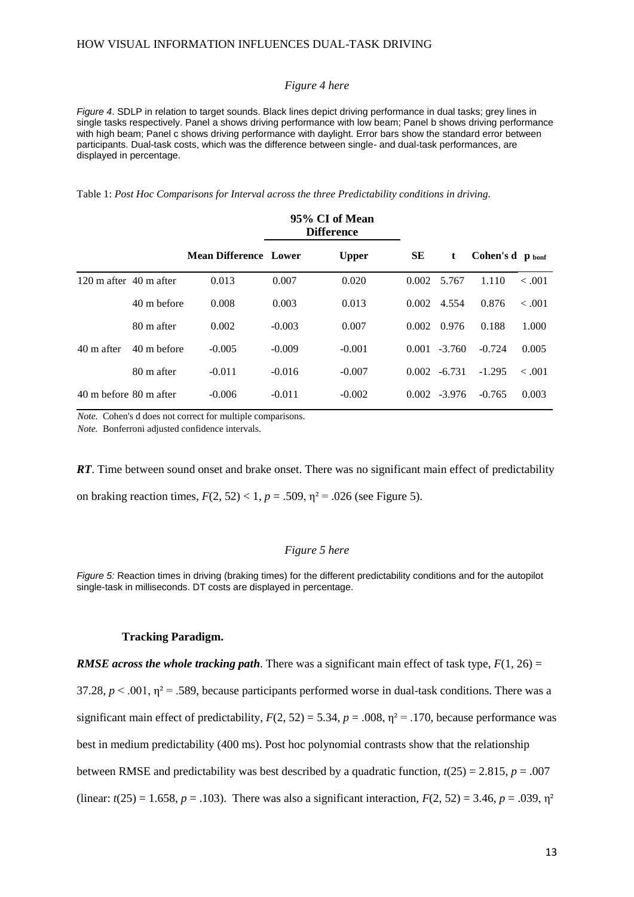*Figure 4 here*

*Figure 4*. SDLP in relation to target sounds. Black lines depict driving performance in dual tasks; grey lines in single tasks respectively. Panel a shows driving performance with low beam; Panel b shows driving performance with high beam; Panel c shows driving performance with daylight. Error bars show the standard error between participants. Dual-task costs, which was the difference between single- and dual-task performances, are displayed in percentage.

Table 1: *Post Hoc Comparisons for Interval across the three Predictability conditions in driving.*

| | | | 95% CI of Mean Difference | | | | | |
|---|---|---|---|---|---|---|---|---|
| | | **Mean Difference** | **Lower** | **Upper** | **SE** | **t** | **Cohen's d** | $p_{bonf}$ |
| 120 m after | 40 m after | 0.013 | 0.007 | 0.020 | 0.002 | 5.767 | 1.110 | < .001 |
| | 40 m before | 0.008 | 0.003 | 0.013 | 0.002 | 4.554 | 0.876 | < .001 |
| | 80 m after | 0.002 | -0.003 | 0.007 | 0.002 | 0.976 | 0.188 | 1.000 |
| 40 m after | 40 m before | -0.005 | -0.009 | -0.001 | 0.001 | -3.760 | -0.724 | 0.005 |
| | 80 m after | -0.011 | -0.016 | -0.007 | 0.002 | -6.731 | -1.295 | < .001 |
| 40 m before | 80 m after | -0.006 | -0.011 | -0.002 | 0.002 | -3.976 | -0.765 | 0.003 |

*Note.* Cohen's d does not correct for multiple comparisons.

*Note.* Bonferroni adjusted confidence intervals.

***RT***. Time between sound onset and brake onset. There was no significant main effect of predictability on braking reaction times, $F(2, 52) < 1$, $p = .509$, $\eta^2 = .026$ (see Figure 5).

*Figure 5 here*

*Figure 5:* Reaction times in driving (braking times) for the different predictability conditions and for the autopilot single-task in milliseconds. DT costs are displayed in percentage.

**Tracking Paradigm.**

***RMSE across the whole tracking path***. There was a significant main effect of task type, $F(1, 26) = 37.28$, $p < .001$, $\eta^2 = .589$, because participants performed worse in dual-task conditions. There was a significant main effect of predictability, $F(2, 52) = 5.34$, $p = .008$, $\eta^2 = .170$, because performance was best in medium predictability (400 ms). Post hoc polynomial contrasts show that the relationship between RMSE and predictability was best described by a quadratic function, $t(25) = 2.815$, $p = .007$ (linear: $t(25) = 1.658$, $p = .103$). There was also a significant interaction, $F(2, 52) = 3.46$, $p = .039$, $\eta^2$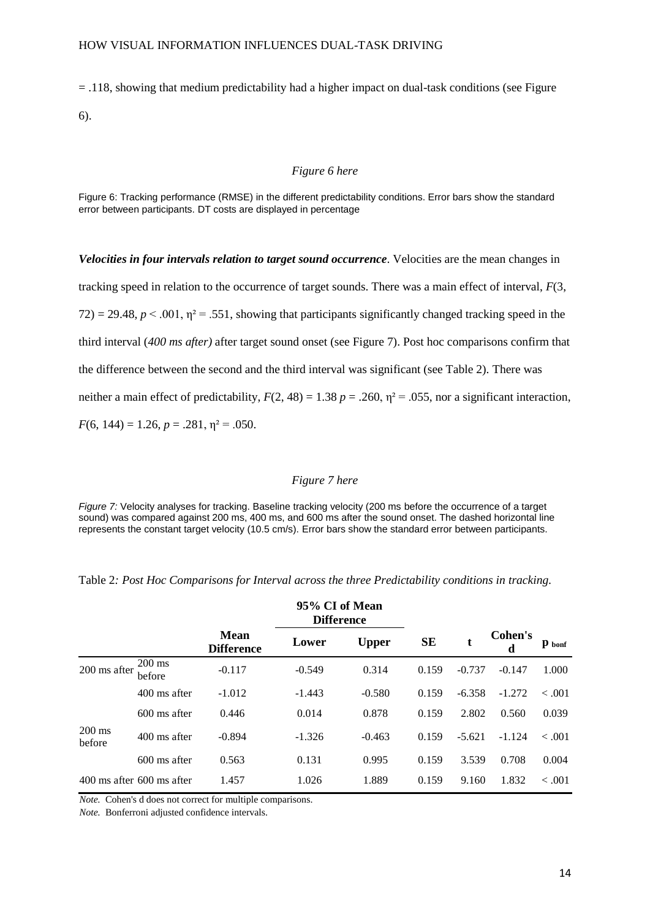= .118, showing that medium predictability had a higher impact on dual-task conditions (see Figure 6).

*Figure 6 here*

Figure 6: Tracking performance (RMSE) in the different predictability conditions. Error bars show the standard error between participants. DT costs are displayed in percentage

***Velocities in four intervals relation to target sound occurrence***. Velocities are the mean changes in tracking speed in relation to the occurrence of target sounds. There was a main effect of interval, $F(3, 72) = 29.48$, $p < .001$, $\eta^2 = .551$, showing that participants significantly changed tracking speed in the third interval (*400 ms after)* after target sound onset (see Figure 7). Post hoc comparisons confirm that the difference between the second and the third interval was significant (see Table 2). There was neither a main effect of predictability, $F(2, 48) = 1.38$ $p = .260$, $\eta^2 = .055$, nor a significant interaction, $F(6, 144) = 1.26$, $p = .281$, $\eta^2 = .050$.

*Figure 7 here*

*Figure 7:* Velocity analyses for tracking. Baseline tracking velocity (200 ms before the occurrence of a target sound) was compared against 200 ms, 400 ms, and 600 ms after the sound onset. The dashed horizontal line represents the constant target velocity (10.5 cm/s). Error bars show the standard error between participants.

Table 2*: Post Hoc Comparisons for Interval across the three Predictability conditions in tracking.*

| | | | 95% CI of Mean Difference | | | | | |
|---|---|---|---|---|---|---|---|---|
| | | **Mean Difference** | **Lower** | **Upper** | **SE** | **t** | **Cohen's d** | $p_{bonf}$ |
| 200 ms after | 200 ms before | -0.117 | -0.549 | 0.314 | 0.159 | -0.737 | -0.147 | 1.000 |
| | 400 ms after | -1.012 | -1.443 | -0.580 | 0.159 | -6.358 | -1.272 | < .001 |
| | 600 ms after | 0.446 | 0.014 | 0.878 | 0.159 | 2.802 | 0.560 | 0.039 |
| 200 ms before | 400 ms after | -0.894 | -1.326 | -0.463 | 0.159 | -5.621 | -1.124 | < .001 |
| | 600 ms after | 0.563 | 0.131 | 0.995 | 0.159 | 3.539 | 0.708 | 0.004 |
| 400 ms after | 600 ms after | 1.457 | 1.026 | 1.889 | 0.159 | 9.160 | 1.832 | < .001 |

*Note.* Cohen's d does not correct for multiple comparisons.

*Note.* Bonferroni adjusted confidence intervals.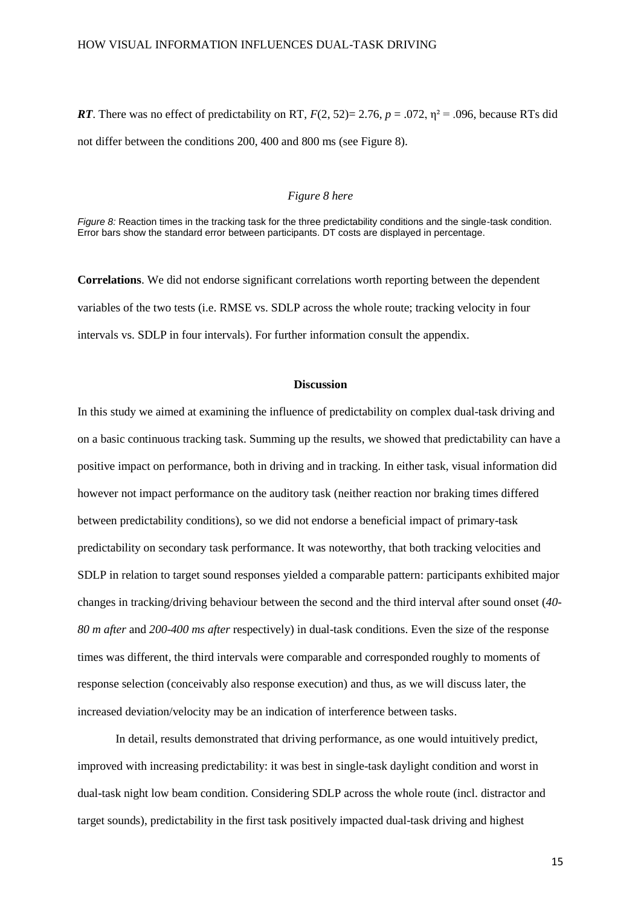***RT***. There was no effect of predictability on RT, $F(2, 52)= 2.76$, $p = .072$, $\eta^2 = .096$, because RTs did not differ between the conditions 200, 400 and 800 ms (see Figure 8).

*Figure 8 here*

*Figure 8:* Reaction times in the tracking task for the three predictability conditions and the single-task condition. Error bars show the standard error between participants. DT costs are displayed in percentage.

**Correlations**. We did not endorse significant correlations worth reporting between the dependent variables of the two tests (i.e. RMSE vs. SDLP across the whole route; tracking velocity in four intervals vs. SDLP in four intervals). For further information consult the appendix.

## Discussion

In this study we aimed at examining the influence of predictability on complex dual-task driving and on a basic continuous tracking task. Summing up the results, we showed that predictability can have a positive impact on performance, both in driving and in tracking. In either task, visual information did however not impact performance on the auditory task (neither reaction nor braking times differed between predictability conditions), so we did not endorse a beneficial impact of primary-task predictability on secondary task performance. It was noteworthy, that both tracking velocities and SDLP in relation to target sound responses yielded a comparable pattern: participants exhibited major changes in tracking/driving behaviour between the second and the third interval after sound onset (*40-80 m after* and *200-400 ms after* respectively) in dual-task conditions. Even the size of the response times was different, the third intervals were comparable and corresponded roughly to moments of response selection (conceivably also response execution) and thus, as we will discuss later, the increased deviation/velocity may be an indication of interference between tasks.

In detail, results demonstrated that driving performance, as one would intuitively predict, improved with increasing predictability: it was best in single-task daylight condition and worst in dual-task night low beam condition. Considering SDLP across the whole route (incl. distractor and target sounds), predictability in the first task positively impacted dual-task driving and highest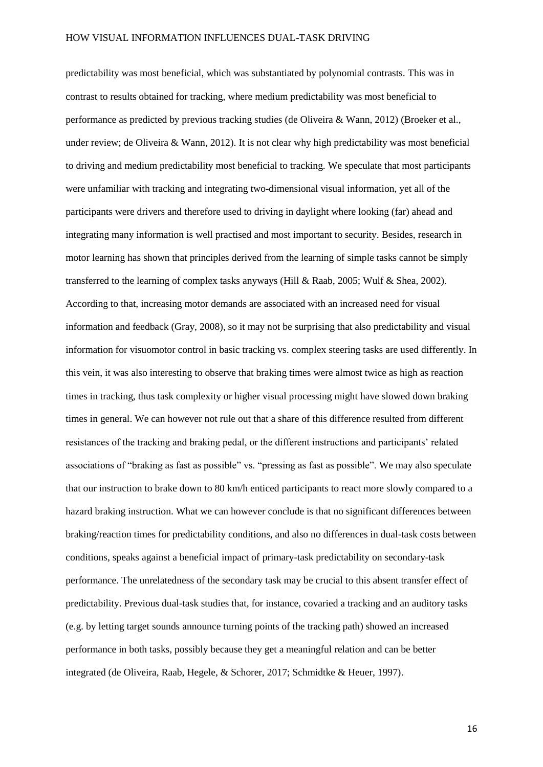predictability was most beneficial, which was substantiated by polynomial contrasts. This was in contrast to results obtained for tracking, where medium predictability was most beneficial to performance as predicted by previous tracking studies (de Oliveira & Wann, 2012) (Broeker et al., under review; de Oliveira & Wann, 2012). It is not clear why high predictability was most beneficial to driving and medium predictability most beneficial to tracking. We speculate that most participants were unfamiliar with tracking and integrating two-dimensional visual information, yet all of the participants were drivers and therefore used to driving in daylight where looking (far) ahead and integrating many information is well practised and most important to security. Besides, research in motor learning has shown that principles derived from the learning of simple tasks cannot be simply transferred to the learning of complex tasks anyways (Hill & Raab, 2005; Wulf & Shea, 2002). According to that, increasing motor demands are associated with an increased need for visual information and feedback (Gray, 2008), so it may not be surprising that also predictability and visual information for visuomotor control in basic tracking vs. complex steering tasks are used differently. In this vein, it was also interesting to observe that braking times were almost twice as high as reaction times in tracking, thus task complexity or higher visual processing might have slowed down braking times in general. We can however not rule out that a share of this difference resulted from different resistances of the tracking and braking pedal, or the different instructions and participants' related associations of "braking as fast as possible" vs. "pressing as fast as possible". We may also speculate that our instruction to brake down to 80 km/h enticed participants to react more slowly compared to a hazard braking instruction. What we can however conclude is that no significant differences between braking/reaction times for predictability conditions, and also no differences in dual-task costs between conditions, speaks against a beneficial impact of primary-task predictability on secondary-task performance. The unrelatedness of the secondary task may be crucial to this absent transfer effect of predictability. Previous dual-task studies that, for instance, covaried a tracking and an auditory tasks (e.g. by letting target sounds announce turning points of the tracking path) showed an increased performance in both tasks, possibly because they get a meaningful relation and can be better integrated (de Oliveira, Raab, Hegele, & Schorer, 2017; Schmidtke & Heuer, 1997).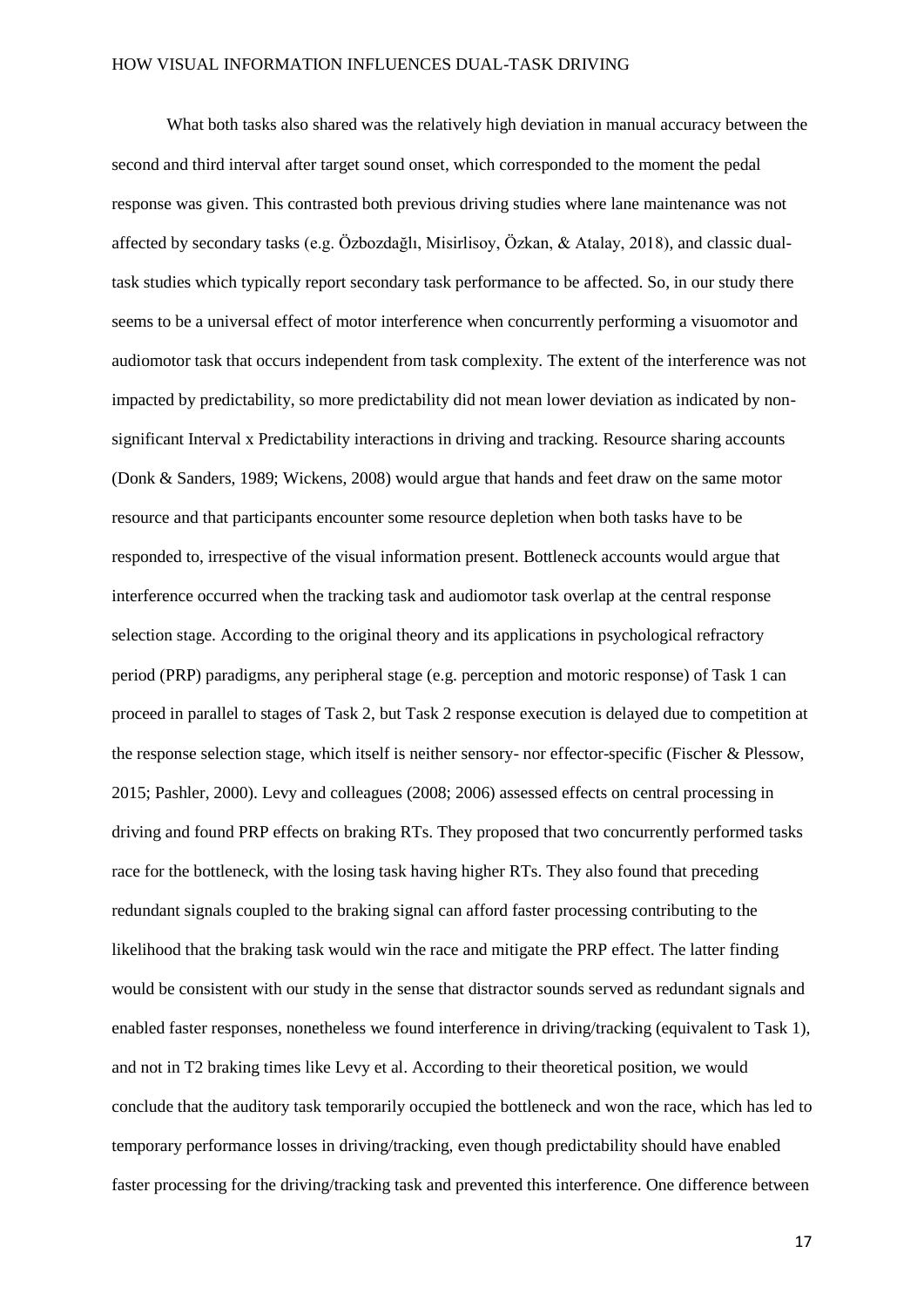What both tasks also shared was the relatively high deviation in manual accuracy between the second and third interval after target sound onset, which corresponded to the moment the pedal response was given. This contrasted both previous driving studies where lane maintenance was not affected by secondary tasks (e.g. Özbozdağlı, Misirlisoy, Özkan, & Atalay, 2018), and classic dual-task studies which typically report secondary task performance to be affected. So, in our study there seems to be a universal effect of motor interference when concurrently performing a visuomotor and audiomotor task that occurs independent from task complexity. The extent of the interference was not impacted by predictability, so more predictability did not mean lower deviation as indicated by non-significant Interval x Predictability interactions in driving and tracking. Resource sharing accounts (Donk & Sanders, 1989; Wickens, 2008) would argue that hands and feet draw on the same motor resource and that participants encounter some resource depletion when both tasks have to be responded to, irrespective of the visual information present. Bottleneck accounts would argue that interference occurred when the tracking task and audiomotor task overlap at the central response selection stage. According to the original theory and its applications in psychological refractory period (PRP) paradigms, any peripheral stage (e.g. perception and motoric response) of Task 1 can proceed in parallel to stages of Task 2, but Task 2 response execution is delayed due to competition at the response selection stage, which itself is neither sensory- nor effector-specific (Fischer & Plessow, 2015; Pashler, 2000). Levy and colleagues (2008; 2006) assessed effects on central processing in driving and found PRP effects on braking RTs. They proposed that two concurrently performed tasks race for the bottleneck, with the losing task having higher RTs. They also found that preceding redundant signals coupled to the braking signal can afford faster processing contributing to the likelihood that the braking task would win the race and mitigate the PRP effect. The latter finding would be consistent with our study in the sense that distractor sounds served as redundant signals and enabled faster responses, nonetheless we found interference in driving/tracking (equivalent to Task 1), and not in T2 braking times like Levy et al. According to their theoretical position, we would conclude that the auditory task temporarily occupied the bottleneck and won the race, which has led to temporary performance losses in driving/tracking, even though predictability should have enabled faster processing for the driving/tracking task and prevented this interference. One difference between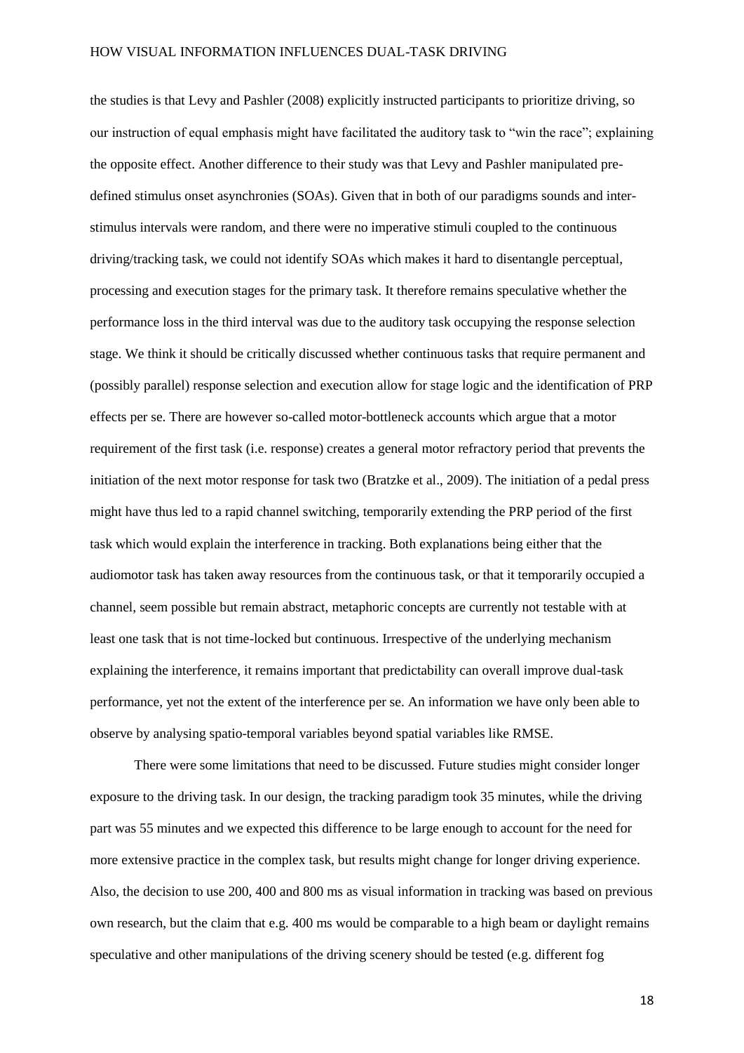the studies is that Levy and Pashler (2008) explicitly instructed participants to prioritize driving, so our instruction of equal emphasis might have facilitated the auditory task to "win the race"; explaining the opposite effect. Another difference to their study was that Levy and Pashler manipulated pre-defined stimulus onset asynchronies (SOAs). Given that in both of our paradigms sounds and inter-stimulus intervals were random, and there were no imperative stimuli coupled to the continuous driving/tracking task, we could not identify SOAs which makes it hard to disentangle perceptual, processing and execution stages for the primary task. It therefore remains speculative whether the performance loss in the third interval was due to the auditory task occupying the response selection stage. We think it should be critically discussed whether continuous tasks that require permanent and (possibly parallel) response selection and execution allow for stage logic and the identification of PRP effects per se. There are however so-called motor-bottleneck accounts which argue that a motor requirement of the first task (i.e. response) creates a general motor refractory period that prevents the initiation of the next motor response for task two (Bratzke et al., 2009). The initiation of a pedal press might have thus led to a rapid channel switching, temporarily extending the PRP period of the first task which would explain the interference in tracking. Both explanations being either that the audiomotor task has taken away resources from the continuous task, or that it temporarily occupied a channel, seem possible but remain abstract, metaphoric concepts are currently not testable with at least one task that is not time-locked but continuous. Irrespective of the underlying mechanism explaining the interference, it remains important that predictability can overall improve dual-task performance, yet not the extent of the interference per se. An information we have only been able to observe by analysing spatio-temporal variables beyond spatial variables like RMSE.

There were some limitations that need to be discussed. Future studies might consider longer exposure to the driving task. In our design, the tracking paradigm took 35 minutes, while the driving part was 55 minutes and we expected this difference to be large enough to account for the need for more extensive practice in the complex task, but results might change for longer driving experience. Also, the decision to use 200, 400 and 800 ms as visual information in tracking was based on previous own research, but the claim that e.g. 400 ms would be comparable to a high beam or daylight remains speculative and other manipulations of the driving scenery should be tested (e.g. different fog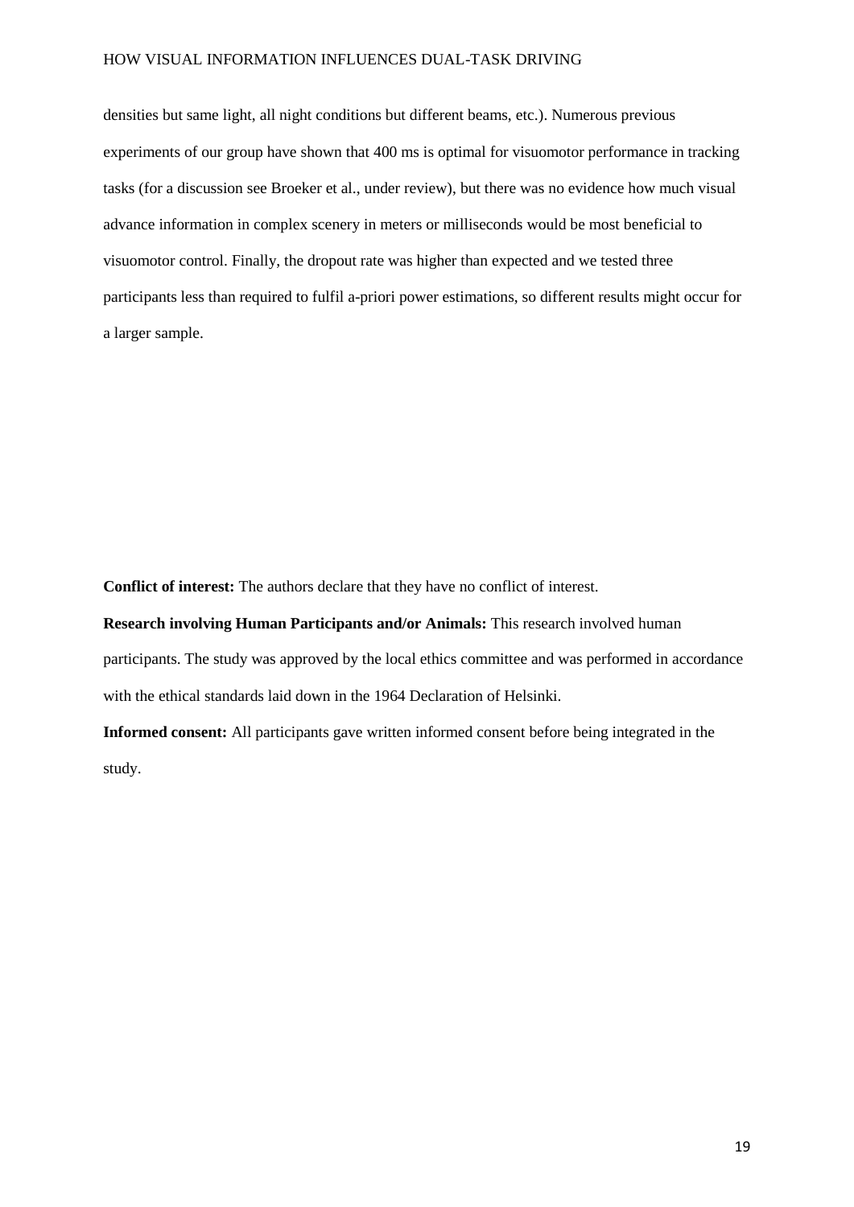densities but same light, all night conditions but different beams, etc.). Numerous previous experiments of our group have shown that 400 ms is optimal for visuomotor performance in tracking tasks (for a discussion see Broeker et al., under review), but there was no evidence how much visual advance information in complex scenery in meters or milliseconds would be most beneficial to visuomotor control. Finally, the dropout rate was higher than expected and we tested three participants less than required to fulfil a-priori power estimations, so different results might occur for a larger sample.

**Conflict of interest:** The authors declare that they have no conflict of interest.

**Research involving Human Participants and/or Animals:** This research involved human participants. The study was approved by the local ethics committee and was performed in accordance with the ethical standards laid down in the 1964 Declaration of Helsinki.

**Informed consent:** All participants gave written informed consent before being integrated in the study.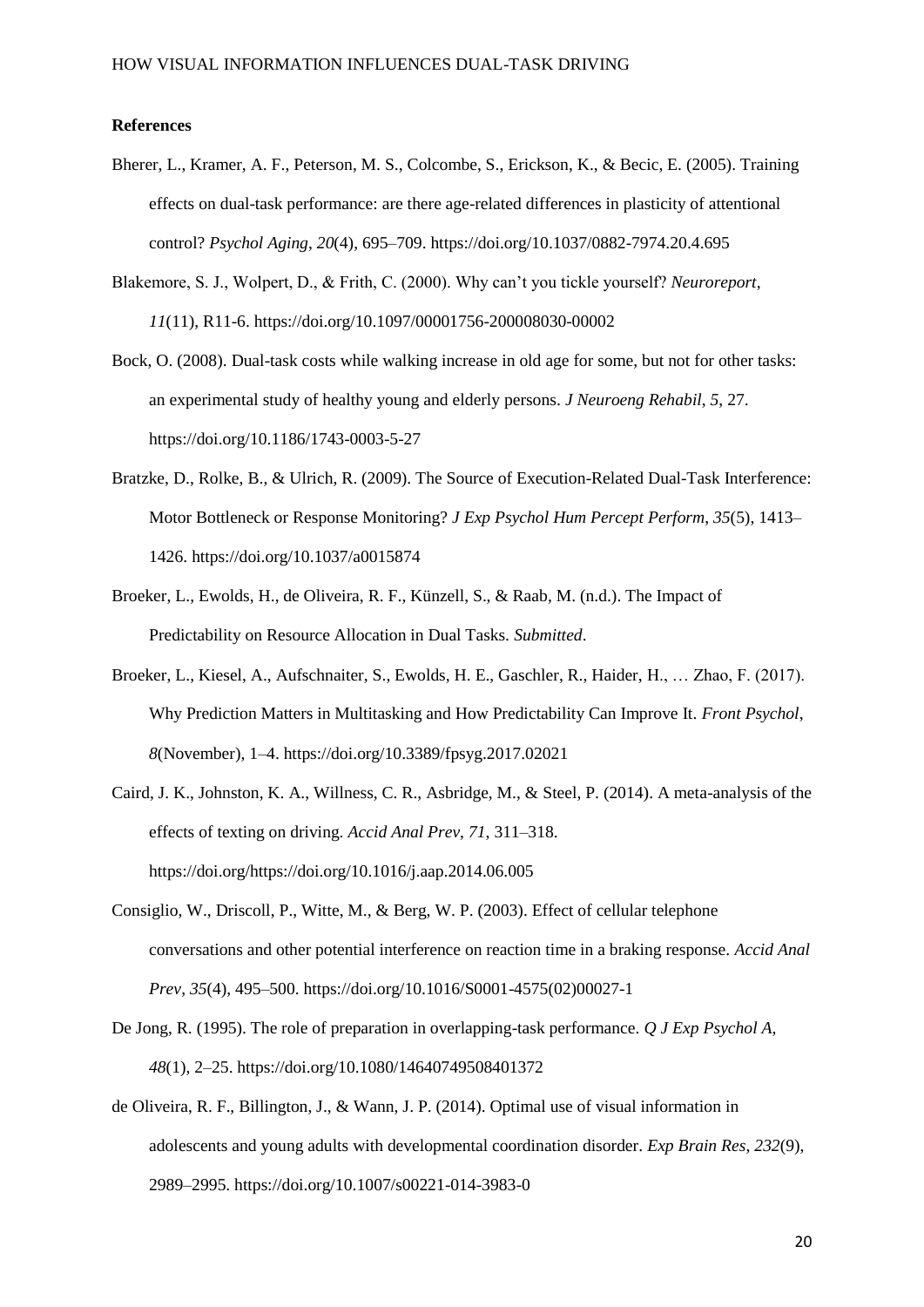**References**

Bherer, L., Kramer, A. F., Peterson, M. S., Colcombe, S., Erickson, K., & Becic, E. (2005). Training effects on dual-task performance: are there age-related differences in plasticity of attentional control? *Psychol Aging*, *20*(4), 695–709. https://doi.org/10.1037/0882-7974.20.4.695

Blakemore, S. J., Wolpert, D., & Frith, C. (2000). Why can't you tickle yourself? *Neuroreport*, *11*(11), R11-6. https://doi.org/10.1097/00001756-200008030-00002

Bock, O. (2008). Dual-task costs while walking increase in old age for some, but not for other tasks: an experimental study of healthy young and elderly persons. *J Neuroeng Rehabil*, *5*, 27. https://doi.org/10.1186/1743-0003-5-27

Bratzke, D., Rolke, B., & Ulrich, R. (2009). The Source of Execution-Related Dual-Task Interference: Motor Bottleneck or Response Monitoring? *J Exp Psychol Hum Percept Perform*, *35*(5), 1413–1426. https://doi.org/10.1037/a0015874

Broeker, L., Ewolds, H., de Oliveira, R. F., Künzell, S., & Raab, M. (n.d.). The Impact of Predictability on Resource Allocation in Dual Tasks. *Submitted*.

Broeker, L., Kiesel, A., Aufschnaiter, S., Ewolds, H. E., Gaschler, R., Haider, H., … Zhao, F. (2017). Why Prediction Matters in Multitasking and How Predictability Can Improve It. *Front Psychol*, *8*(November), 1–4. https://doi.org/10.3389/fpsyg.2017.02021

Caird, J. K., Johnston, K. A., Willness, C. R., Asbridge, M., & Steel, P. (2014). A meta-analysis of the effects of texting on driving. *Accid Anal Prev*, *71*, 311–318. https://doi.org/https://doi.org/10.1016/j.aap.2014.06.005

Consiglio, W., Driscoll, P., Witte, M., & Berg, W. P. (2003). Effect of cellular telephone conversations and other potential interference on reaction time in a braking response. *Accid Anal Prev*, *35*(4), 495–500. https://doi.org/10.1016/S0001-4575(02)00027-1

De Jong, R. (1995). The role of preparation in overlapping-task performance. *Q J Exp Psychol A*, *48*(1), 2–25. https://doi.org/10.1080/14640749508401372

de Oliveira, R. F., Billington, J., & Wann, J. P. (2014). Optimal use of visual information in adolescents and young adults with developmental coordination disorder. *Exp Brain Res*, *232*(9), 2989–2995. https://doi.org/10.1007/s00221-014-3983-0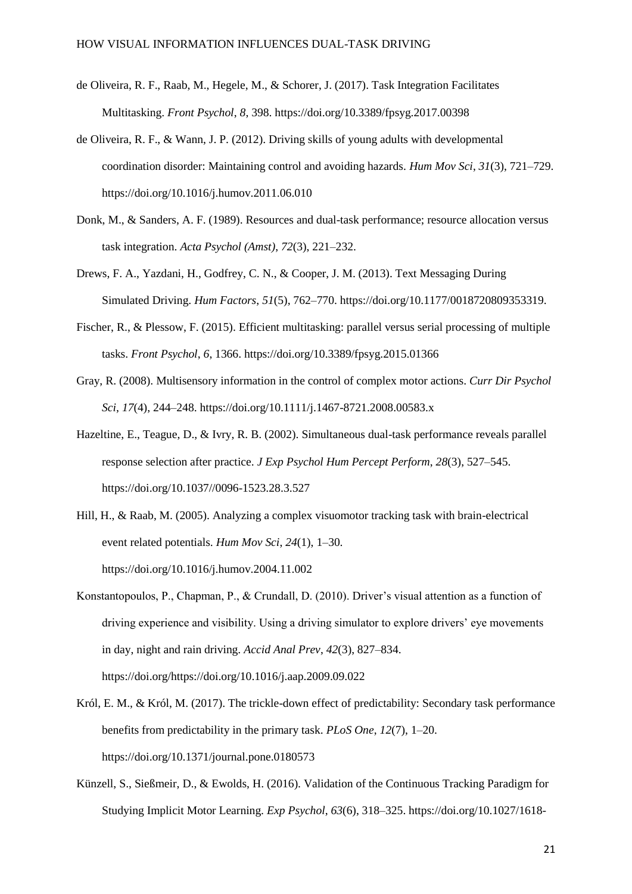de Oliveira, R. F., Raab, M., Hegele, M., & Schorer, J. (2017). Task Integration Facilitates Multitasking. *Front Psychol*, *8*, 398. https://doi.org/10.3389/fpsyg.2017.00398

de Oliveira, R. F., & Wann, J. P. (2012). Driving skills of young adults with developmental coordination disorder: Maintaining control and avoiding hazards. *Hum Mov Sci*, *31*(3), 721–729. https://doi.org/10.1016/j.humov.2011.06.010

Donk, M., & Sanders, A. F. (1989). Resources and dual-task performance; resource allocation versus task integration. *Acta Psychol (Amst)*, *72*(3), 221–232.

Drews, F. A., Yazdani, H., Godfrey, C. N., & Cooper, J. M. (2013). Text Messaging During Simulated Driving. *Hum Factors*, *51*(5), 762–770. https://doi.org/10.1177/0018720809353319.

Fischer, R., & Plessow, F. (2015). Efficient multitasking: parallel versus serial processing of multiple tasks. *Front Psychol*, *6*, 1366. https://doi.org/10.3389/fpsyg.2015.01366

Gray, R. (2008). Multisensory information in the control of complex motor actions. *Curr Dir Psychol Sci*, *17*(4), 244–248. https://doi.org/10.1111/j.1467-8721.2008.00583.x

Hazeltine, E., Teague, D., & Ivry, R. B. (2002). Simultaneous dual-task performance reveals parallel response selection after practice. *J Exp Psychol Hum Percept Perform*, *28*(3), 527–545. https://doi.org/10.1037//0096-1523.28.3.527

Hill, H., & Raab, M. (2005). Analyzing a complex visuomotor tracking task with brain-electrical event related potentials. *Hum Mov Sci*, *24*(1), 1–30. https://doi.org/10.1016/j.humov.2004.11.002

Konstantopoulos, P., Chapman, P., & Crundall, D. (2010). Driver's visual attention as a function of driving experience and visibility. Using a driving simulator to explore drivers' eye movements in day, night and rain driving. *Accid Anal Prev*, *42*(3), 827–834. https://doi.org/https://doi.org/10.1016/j.aap.2009.09.022

Król, E. M., & Król, M. (2017). The trickle-down effect of predictability: Secondary task performance benefits from predictability in the primary task. *PLoS One*, *12*(7), 1–20. https://doi.org/10.1371/journal.pone.0180573

Künzell, S., Sießmeir, D., & Ewolds, H. (2016). Validation of the Continuous Tracking Paradigm for Studying Implicit Motor Learning. *Exp Psychol*, *63*(6), 318–325. https://doi.org/10.1027/1618-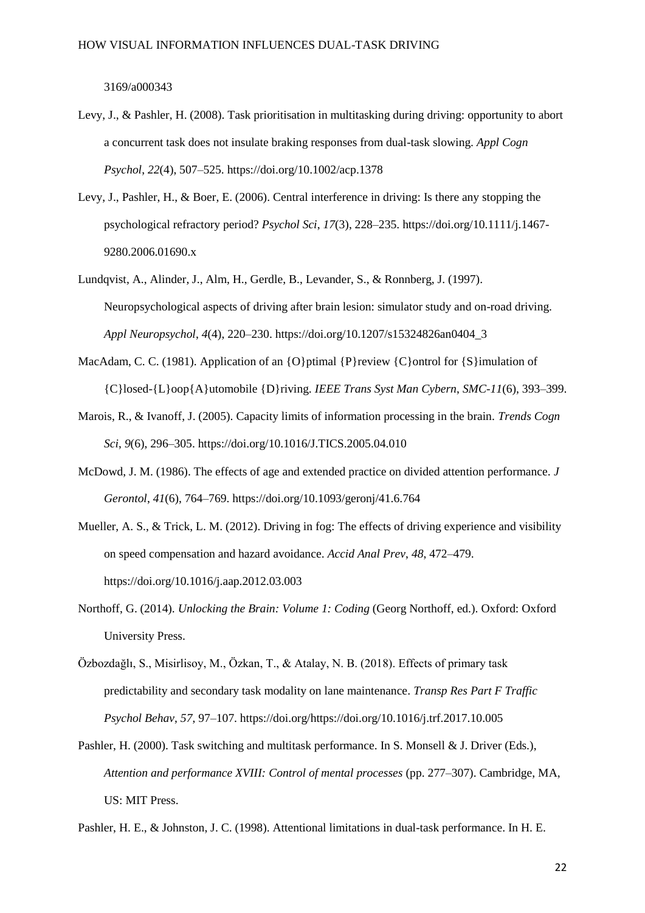3169/a000343

Levy, J., & Pashler, H. (2008). Task prioritisation in multitasking during driving: opportunity to abort a concurrent task does not insulate braking responses from dual-task slowing. *Appl Cogn Psychol*, *22*(4), 507–525. https://doi.org/10.1002/acp.1378

Levy, J., Pashler, H., & Boer, E. (2006). Central interference in driving: Is there any stopping the psychological refractory period? *Psychol Sci*, *17*(3), 228–235. https://doi.org/10.1111/j.1467-9280.2006.01690.x

Lundqvist, A., Alinder, J., Alm, H., Gerdle, B., Levander, S., & Ronnberg, J. (1997). Neuropsychological aspects of driving after brain lesion: simulator study and on-road driving. *Appl Neuropsychol*, *4*(4), 220–230. https://doi.org/10.1207/s15324826an0404_3

MacAdam, C. C. (1981). Application of an {O}ptimal {P}review {C}ontrol for {S}imulation of {C}losed-{L}oop{A}utomobile {D}riving. *IEEE Trans Syst Man Cybern*, *SMC-11*(6), 393–399.

Marois, R., & Ivanoff, J. (2005). Capacity limits of information processing in the brain. *Trends Cogn Sci*, *9*(6), 296–305. https://doi.org/10.1016/J.TICS.2005.04.010

McDowd, J. M. (1986). The effects of age and extended practice on divided attention performance. *J Gerontol*, *41*(6), 764–769. https://doi.org/10.1093/geronj/41.6.764

Mueller, A. S., & Trick, L. M. (2012). Driving in fog: The effects of driving experience and visibility on speed compensation and hazard avoidance. *Accid Anal Prev*, *48*, 472–479. https://doi.org/10.1016/j.aap.2012.03.003

Northoff, G. (2014). *Unlocking the Brain: Volume 1: Coding* (Georg Northoff, ed.). Oxford: Oxford University Press.

Özbozdağlı, S., Misirlisoy, M., Özkan, T., & Atalay, N. B. (2018). Effects of primary task predictability and secondary task modality on lane maintenance. *Transp Res Part F Traffic Psychol Behav*, *57*, 97–107. https://doi.org/https://doi.org/10.1016/j.trf.2017.10.005

Pashler, H. (2000). Task switching and multitask performance. In S. Monsell & J. Driver (Eds.), *Attention and performance XVIII: Control of mental processes* (pp. 277–307). Cambridge, MA, US: MIT Press.

Pashler, H. E., & Johnston, J. C. (1998). Attentional limitations in dual-task performance. In H. E.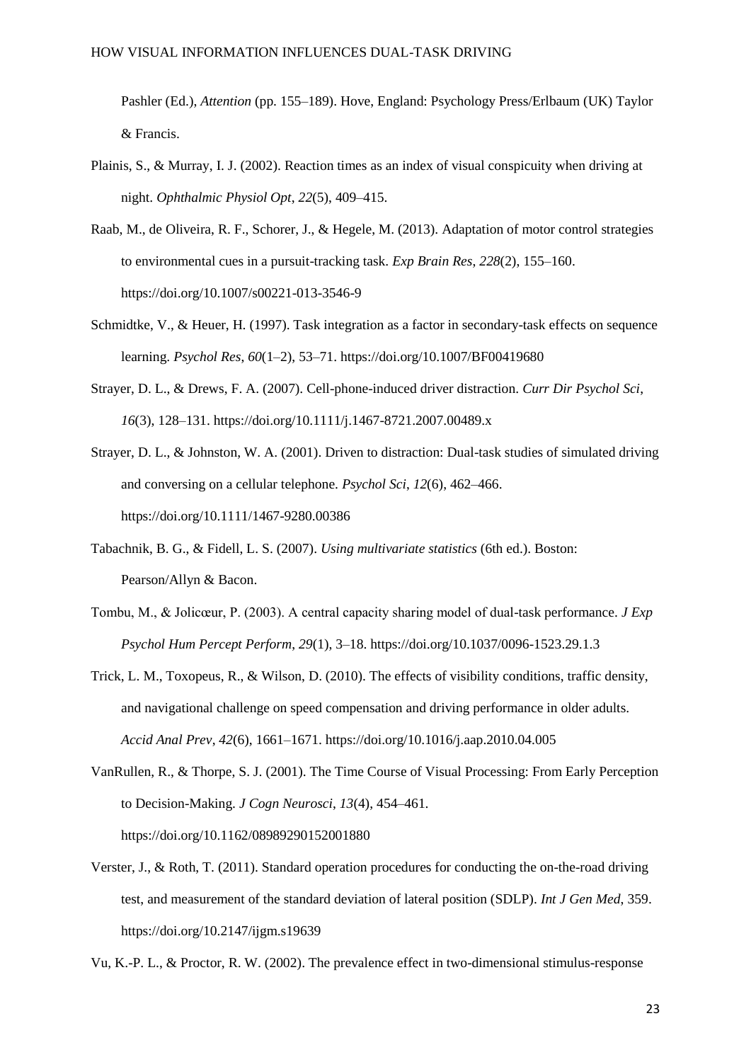Pashler (Ed.), *Attention* (pp. 155–189). Hove, England: Psychology Press/Erlbaum (UK) Taylor & Francis.

Plainis, S., & Murray, I. J. (2002). Reaction times as an index of visual conspicuity when driving at night. *Ophthalmic Physiol Opt*, *22*(5), 409–415.

Raab, M., de Oliveira, R. F., Schorer, J., & Hegele, M. (2013). Adaptation of motor control strategies to environmental cues in a pursuit-tracking task. *Exp Brain Res*, *228*(2), 155–160. https://doi.org/10.1007/s00221-013-3546-9

Schmidtke, V., & Heuer, H. (1997). Task integration as a factor in secondary-task effects on sequence learning. *Psychol Res*, *60*(1–2), 53–71. https://doi.org/10.1007/BF00419680

Strayer, D. L., & Drews, F. A. (2007). Cell-phone-induced driver distraction. *Curr Dir Psychol Sci*, *16*(3), 128–131. https://doi.org/10.1111/j.1467-8721.2007.00489.x

Strayer, D. L., & Johnston, W. A. (2001). Driven to distraction: Dual-task studies of simulated driving and conversing on a cellular telephone. *Psychol Sci*, *12*(6), 462–466. https://doi.org/10.1111/1467-9280.00386

Tabachnik, B. G., & Fidell, L. S. (2007). *Using multivariate statistics* (6th ed.). Boston: Pearson/Allyn & Bacon.

Tombu, M., & Jolicœur, P. (2003). A central capacity sharing model of dual-task performance. *J Exp Psychol Hum Percept Perform*, *29*(1), 3–18. https://doi.org/10.1037/0096-1523.29.1.3

Trick, L. M., Toxopeus, R., & Wilson, D. (2010). The effects of visibility conditions, traffic density, and navigational challenge on speed compensation and driving performance in older adults. *Accid Anal Prev*, *42*(6), 1661–1671. https://doi.org/10.1016/j.aap.2010.04.005

VanRullen, R., & Thorpe, S. J. (2001). The Time Course of Visual Processing: From Early Perception to Decision-Making. *J Cogn Neurosci*, *13*(4), 454–461. https://doi.org/10.1162/08989290152001880

Verster, J., & Roth, T. (2011). Standard operation procedures for conducting the on-the-road driving test, and measurement of the standard deviation of lateral position (SDLP). *Int J Gen Med*, 359. https://doi.org/10.2147/ijgm.s19639

Vu, K.-P. L., & Proctor, R. W. (2002). The prevalence effect in two-dimensional stimulus-response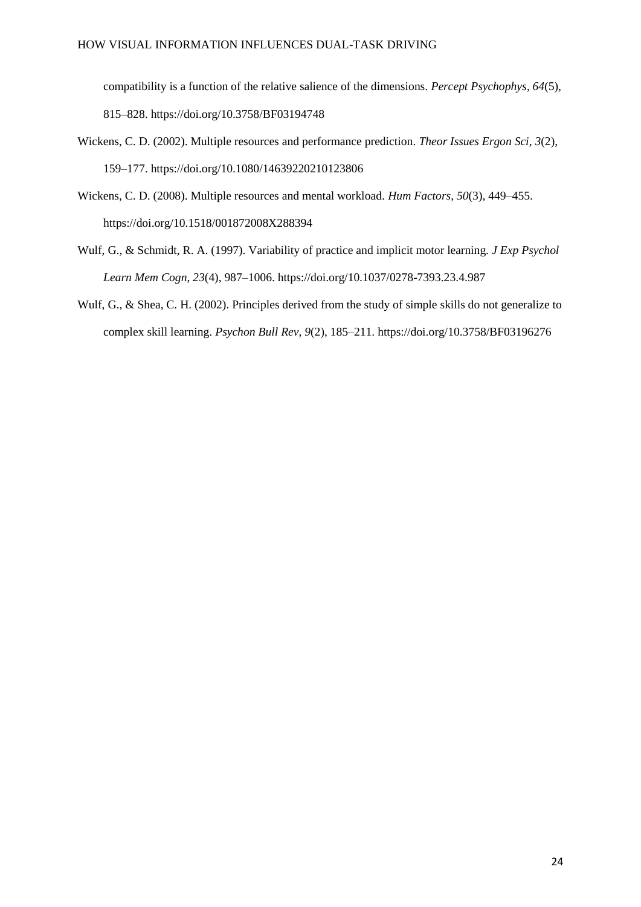compatibility is a function of the relative salience of the dimensions. *Percept Psychophys*, *64*(5), 815–828. https://doi.org/10.3758/BF03194748

Wickens, C. D. (2002). Multiple resources and performance prediction. *Theor Issues Ergon Sci*, *3*(2), 159–177. https://doi.org/10.1080/14639220210123806

Wickens, C. D. (2008). Multiple resources and mental workload. *Hum Factors*, *50*(3), 449–455. https://doi.org/10.1518/001872008X288394

Wulf, G., & Schmidt, R. A. (1997). Variability of practice and implicit motor learning. *J Exp Psychol Learn Mem Cogn*, *23*(4), 987–1006. https://doi.org/10.1037/0278-7393.23.4.987

Wulf, G., & Shea, C. H. (2002). Principles derived from the study of simple skills do not generalize to complex skill learning. *Psychon Bull Rev*, *9*(2), 185–211. https://doi.org/10.3758/BF03196276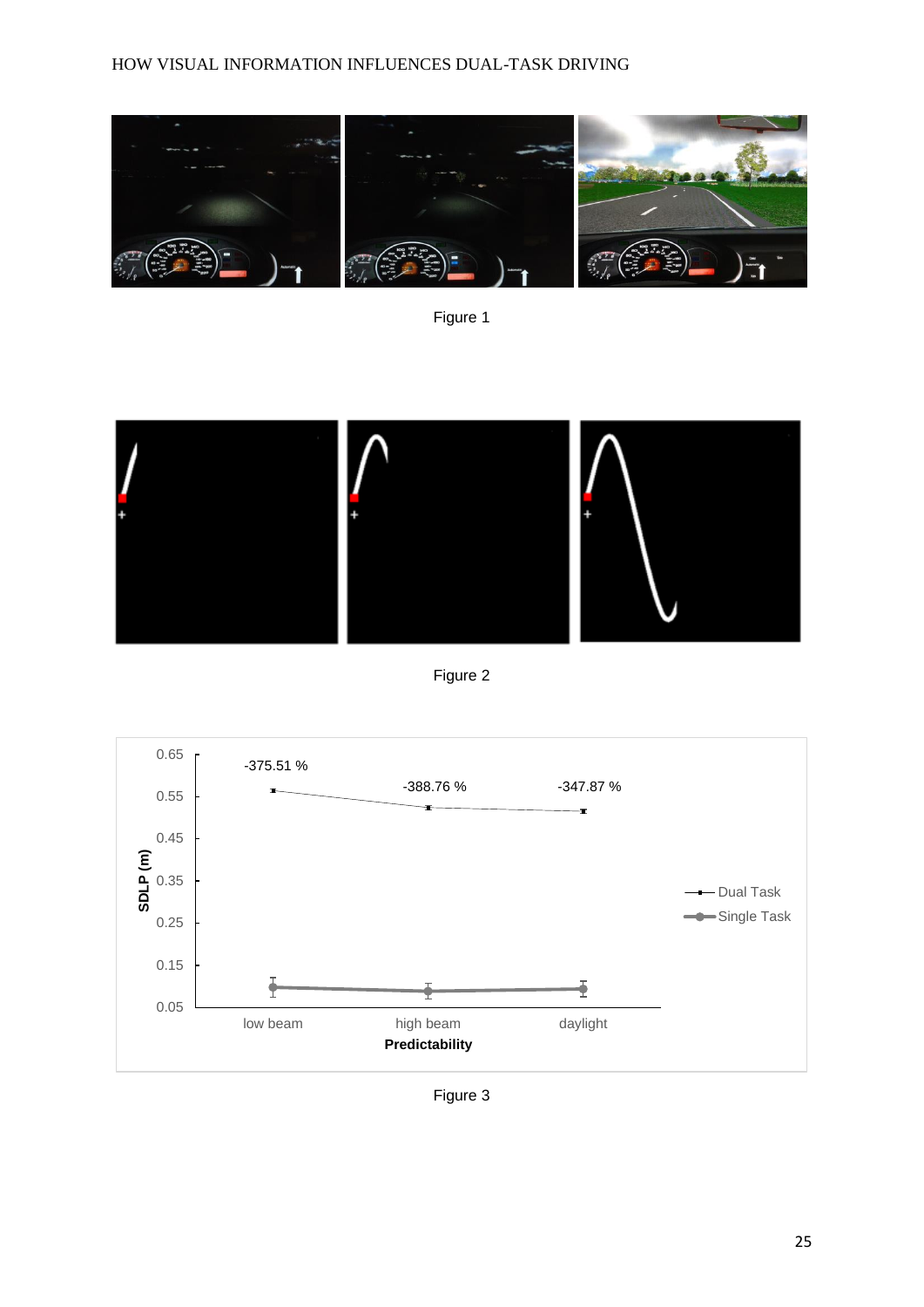Figure 1

Figure 2

Figure 3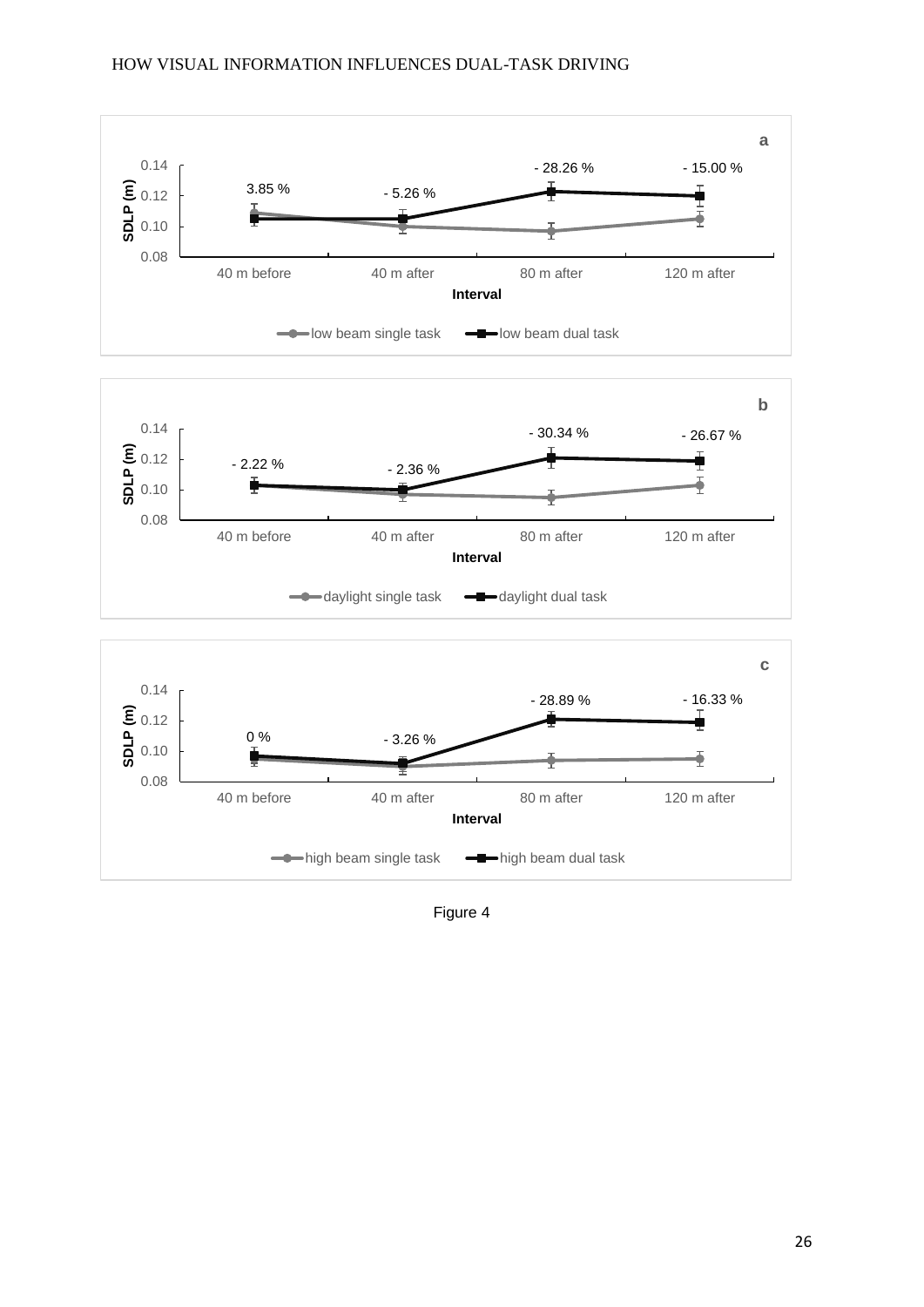Figure 4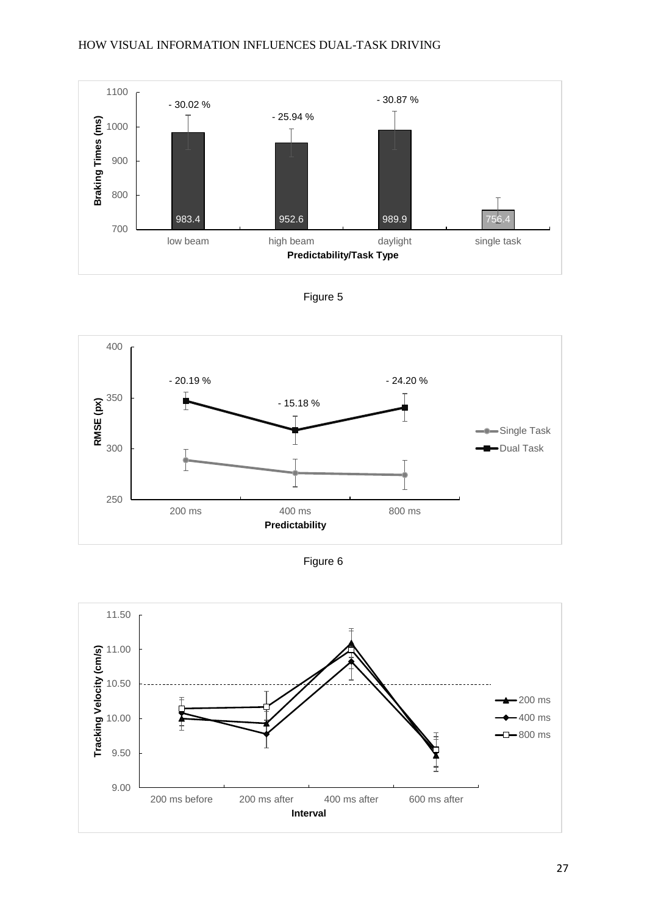Figure 5

Figure 6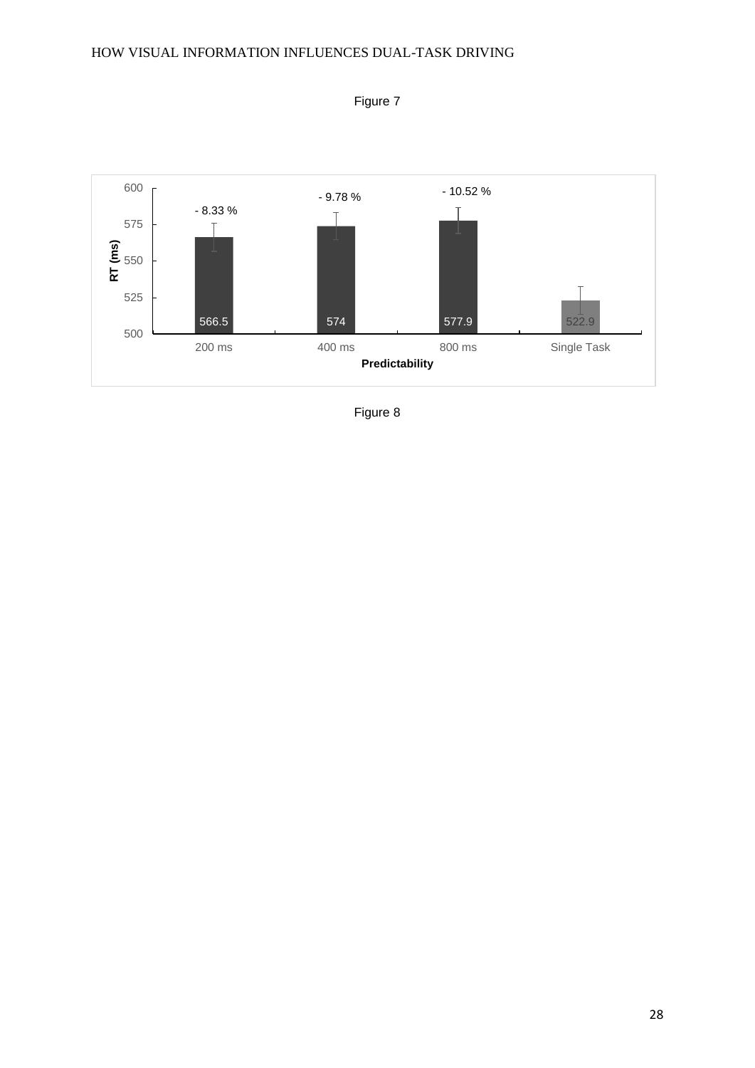Figure 7

Figure 8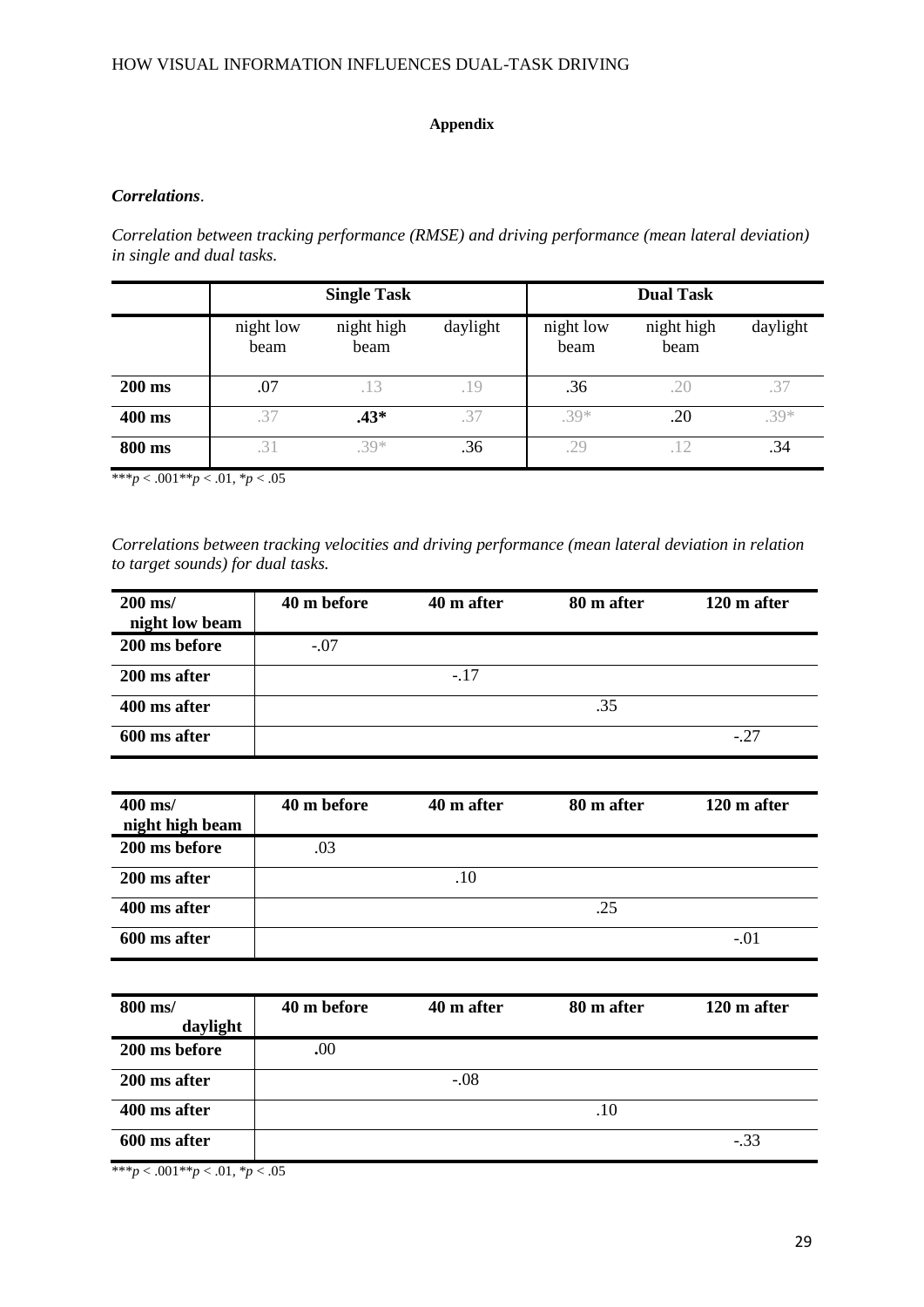## Appendix

### *Correlations*.

*Correlation between tracking performance (RMSE) and driving performance (mean lateral deviation) in single and dual tasks.*

| | Single Task | | | Dual Task | | |
|---|---|---|---|---|---|---|
| | night low beam | night high beam | daylight | night low beam | night high beam | daylight |
| **200 ms** | .07 | .13 | .19 | .36 | .20 | .37 |
| **400 ms** | .37 | **.43*** | .37 | .39* | .20 | .39* |
| **800 ms** | .31 | .39* | .36 | .29 | .12 | .34 |

****p* < .001***p* < .01, **p* < .05

*Correlations between tracking velocities and driving performance (mean lateral deviation in relation to target sounds) for dual tasks.*

| **200 ms/ night low beam** | **40 m before** | **40 m after** | **80 m after** | **120 m after** |
|---|---|---|---|---|
| **200 ms before** | -.07 | | | |
| **200 ms after** | | -.17 | | |
| **400 ms after** | | | .35 | |
| **600 ms after** | | | | -.27 |

| **400 ms/ night high beam** | **40 m before** | **40 m after** | **80 m after** | **120 m after** |
|---|---|---|---|---|
| **200 ms before** | .03 | | | |
| **200 ms after** | | .10 | | |
| **400 ms after** | | | .25 | |
| **600 ms after** | | | | -.01 |

| **800 ms/ daylight** | **40 m before** | **40 m after** | **80 m after** | **120 m after** |
|---|---|---|---|---|
| **200 ms before** | .00 | | | |
| **200 ms after** | | -.08 | | |
| **400 ms after** | | | .10 | |
| **600 ms after** | | | | -.33 |

****p* < .001***p* < .01, **p* < .05